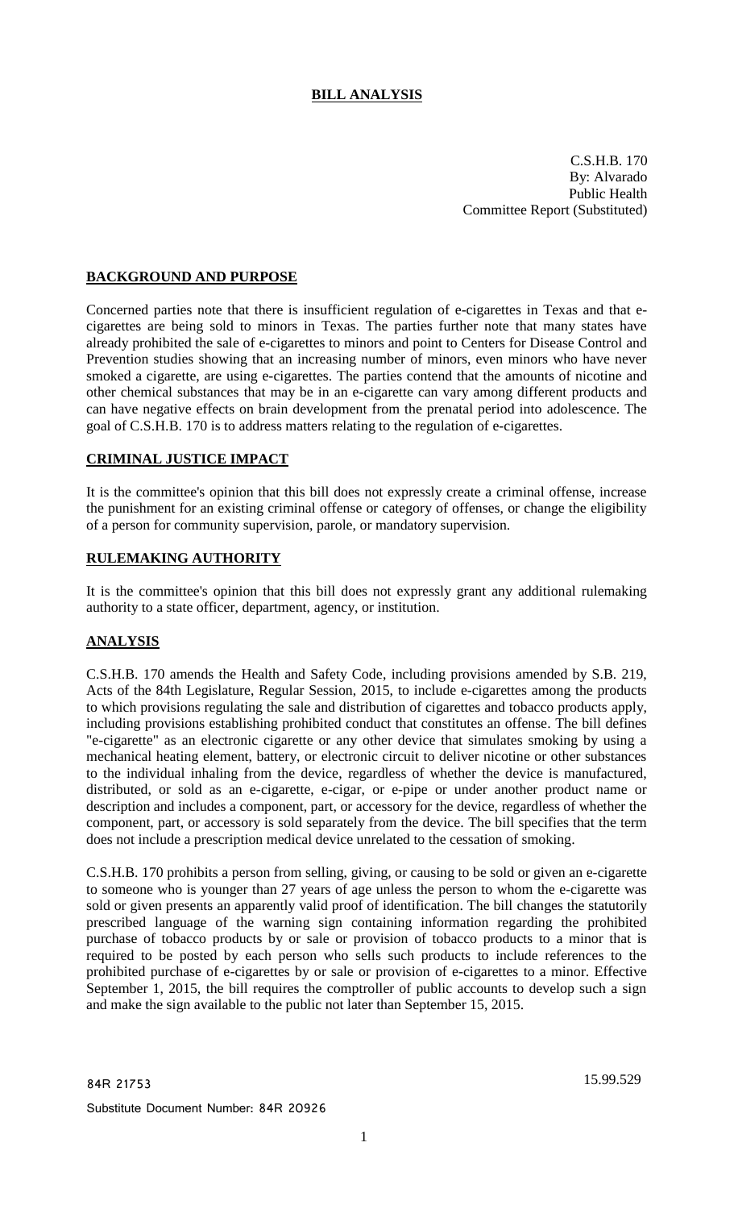# BILL ANALYSIS

C.S.H.B. 170
By: Alvarado
Public Health
Committee Report (Substituted)

## BACKGROUND AND PURPOSE

Concerned parties note that there is insufficient regulation of e-cigarettes in Texas and that e-cigarettes are being sold to minors in Texas. The parties further note that many states have already prohibited the sale of e-cigarettes to minors and point to Centers for Disease Control and Prevention studies showing that an increasing number of minors, even minors who have never smoked a cigarette, are using e-cigarettes. The parties contend that the amounts of nicotine and other chemical substances that may be in an e-cigarette can vary among different products and can have negative effects on brain development from the prenatal period into adolescence. The goal of C.S.H.B. 170 is to address matters relating to the regulation of e-cigarettes.

## CRIMINAL JUSTICE IMPACT

It is the committee's opinion that this bill does not expressly create a criminal offense, increase the punishment for an existing criminal offense or category of offenses, or change the eligibility of a person for community supervision, parole, or mandatory supervision.

## RULEMAKING AUTHORITY

It is the committee's opinion that this bill does not expressly grant any additional rulemaking authority to a state officer, department, agency, or institution.

## ANALYSIS

C.S.H.B. 170 amends the Health and Safety Code, including provisions amended by S.B. 219, Acts of the 84th Legislature, Regular Session, 2015, to include e-cigarettes among the products to which provisions regulating the sale and distribution of cigarettes and tobacco products apply, including provisions establishing prohibited conduct that constitutes an offense. The bill defines "e-cigarette" as an electronic cigarette or any other device that simulates smoking by using a mechanical heating element, battery, or electronic circuit to deliver nicotine or other substances to the individual inhaling from the device, regardless of whether the device is manufactured, distributed, or sold as an e-cigarette, e-cigar, or e-pipe or under another product name or description and includes a component, part, or accessory for the device, regardless of whether the component, part, or accessory is sold separately from the device. The bill specifies that the term does not include a prescription medical device unrelated to the cessation of smoking.

C.S.H.B. 170 prohibits a person from selling, giving, or causing to be sold or given an e-cigarette to someone who is younger than 27 years of age unless the person to whom the e-cigarette was sold or given presents an apparently valid proof of identification. The bill changes the statutorily prescribed language of the warning sign containing information regarding the prohibited purchase of tobacco products by or sale or provision of tobacco products to a minor that is required to be posted by each person who sells such products to include references to the prohibited purchase of e-cigarettes by or sale or provision of e-cigarettes to a minor. Effective September 1, 2015, the bill requires the comptroller of public accounts to develop such a sign and make the sign available to the public not later than September 15, 2015.

84R 21753

Substitute Document Number: 84R 20926

15.99.529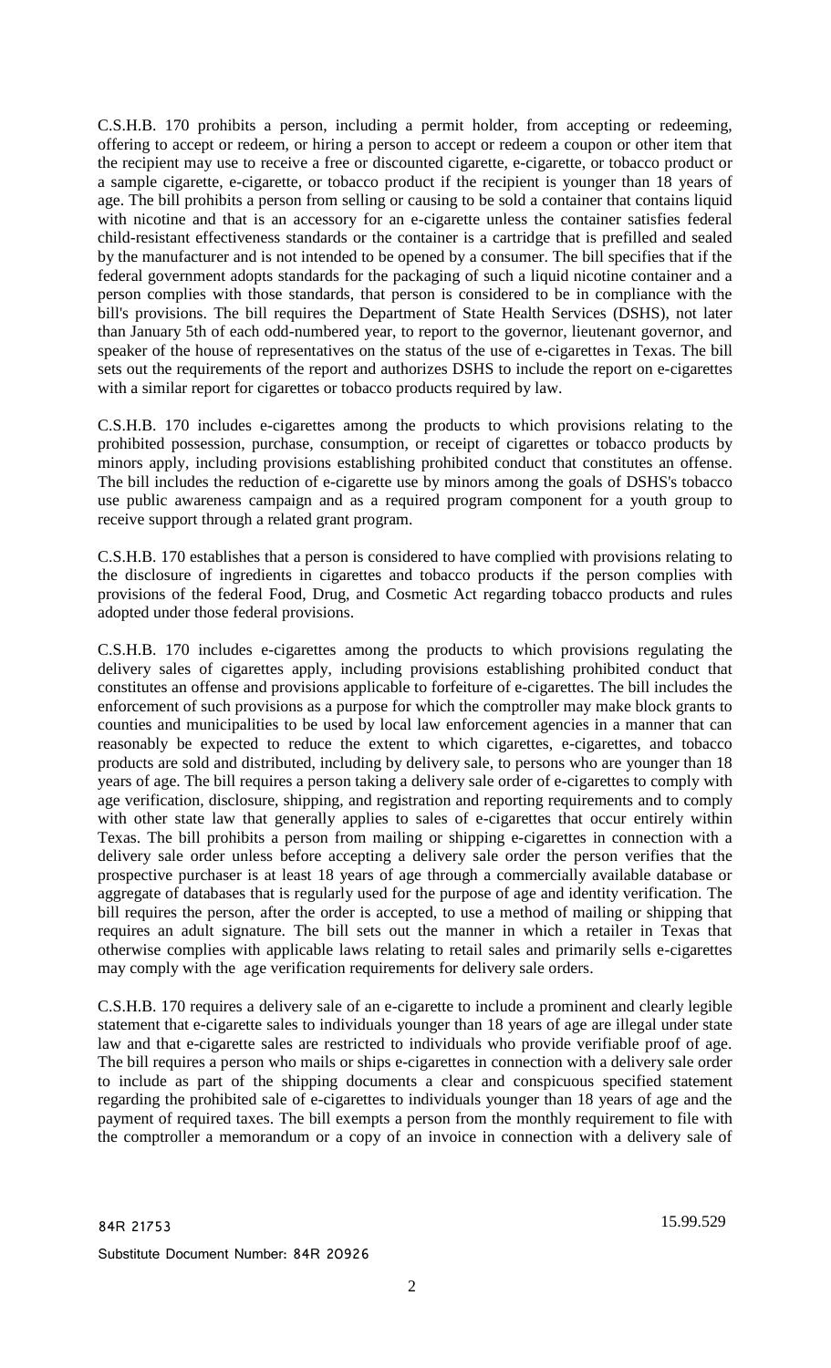C.S.H.B. 170 prohibits a person, including a permit holder, from accepting or redeeming, offering to accept or redeem, or hiring a person to accept or redeem a coupon or other item that the recipient may use to receive a free or discounted cigarette, e-cigarette, or tobacco product or a sample cigarette, e-cigarette, or tobacco product if the recipient is younger than 18 years of age. The bill prohibits a person from selling or causing to be sold a container that contains liquid with nicotine and that is an accessory for an e-cigarette unless the container satisfies federal child-resistant effectiveness standards or the container is a cartridge that is prefilled and sealed by the manufacturer and is not intended to be opened by a consumer. The bill specifies that if the federal government adopts standards for the packaging of such a liquid nicotine container and a person complies with those standards, that person is considered to be in compliance with the bill's provisions. The bill requires the Department of State Health Services (DSHS), not later than January 5th of each odd-numbered year, to report to the governor, lieutenant governor, and speaker of the house of representatives on the status of the use of e-cigarettes in Texas. The bill sets out the requirements of the report and authorizes DSHS to include the report on e-cigarettes with a similar report for cigarettes or tobacco products required by law.

C.S.H.B. 170 includes e-cigarettes among the products to which provisions relating to the prohibited possession, purchase, consumption, or receipt of cigarettes or tobacco products by minors apply, including provisions establishing prohibited conduct that constitutes an offense. The bill includes the reduction of e-cigarette use by minors among the goals of DSHS's tobacco use public awareness campaign and as a required program component for a youth group to receive support through a related grant program.

C.S.H.B. 170 establishes that a person is considered to have complied with provisions relating to the disclosure of ingredients in cigarettes and tobacco products if the person complies with provisions of the federal Food, Drug, and Cosmetic Act regarding tobacco products and rules adopted under those federal provisions.

C.S.H.B. 170 includes e-cigarettes among the products to which provisions regulating the delivery sales of cigarettes apply, including provisions establishing prohibited conduct that constitutes an offense and provisions applicable to forfeiture of e-cigarettes. The bill includes the enforcement of such provisions as a purpose for which the comptroller may make block grants to counties and municipalities to be used by local law enforcement agencies in a manner that can reasonably be expected to reduce the extent to which cigarettes, e-cigarettes, and tobacco products are sold and distributed, including by delivery sale, to persons who are younger than 18 years of age. The bill requires a person taking a delivery sale order of e-cigarettes to comply with age verification, disclosure, shipping, and registration and reporting requirements and to comply with other state law that generally applies to sales of e-cigarettes that occur entirely within Texas. The bill prohibits a person from mailing or shipping e-cigarettes in connection with a delivery sale order unless before accepting a delivery sale order the person verifies that the prospective purchaser is at least 18 years of age through a commercially available database or aggregate of databases that is regularly used for the purpose of age and identity verification. The bill requires the person, after the order is accepted, to use a method of mailing or shipping that requires an adult signature. The bill sets out the manner in which a retailer in Texas that otherwise complies with applicable laws relating to retail sales and primarily sells e-cigarettes may comply with the age verification requirements for delivery sale orders.

C.S.H.B. 170 requires a delivery sale of an e-cigarette to include a prominent and clearly legible statement that e-cigarette sales to individuals younger than 18 years of age are illegal under state law and that e-cigarette sales are restricted to individuals who provide verifiable proof of age. The bill requires a person who mails or ships e-cigarettes in connection with a delivery sale order to include as part of the shipping documents a clear and conspicuous specified statement regarding the prohibited sale of e-cigarettes to individuals younger than 18 years of age and the payment of required taxes. The bill exempts a person from the monthly requirement to file with the comptroller a memorandum or a copy of an invoice in connection with a delivery sale of

84R 21753 15.99.529

Substitute Document Number: 84R 20926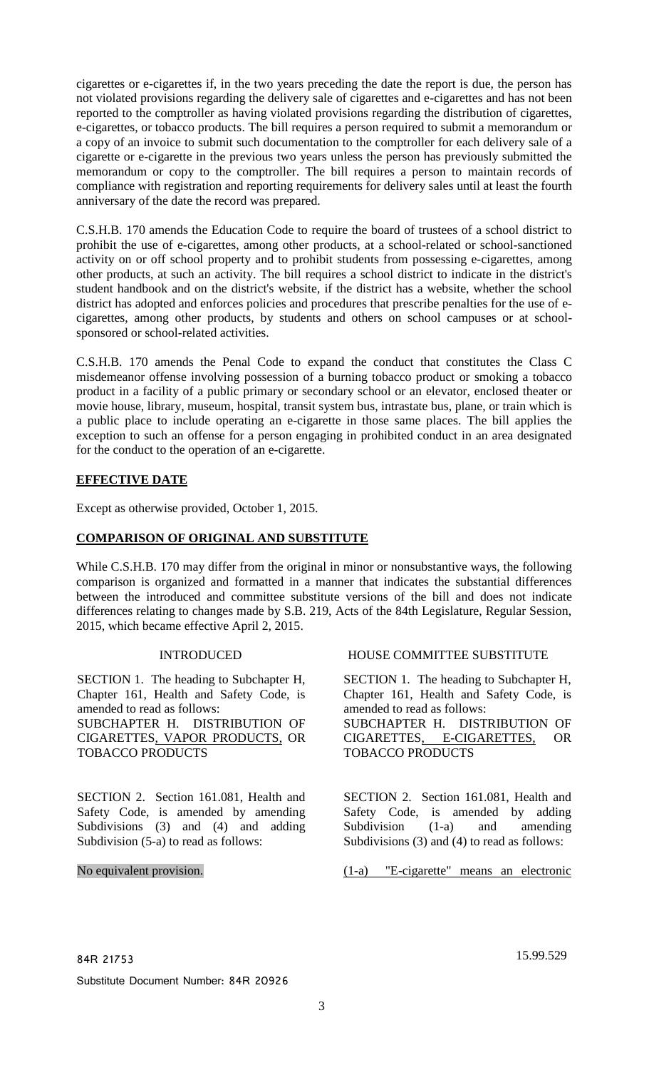cigarettes or e-cigarettes if, in the two years preceding the date the report is due, the person has not violated provisions regarding the delivery sale of cigarettes and e-cigarettes and has not been reported to the comptroller as having violated provisions regarding the distribution of cigarettes, e-cigarettes, or tobacco products. The bill requires a person required to submit a memorandum or a copy of an invoice to submit such documentation to the comptroller for each delivery sale of a cigarette or e-cigarette in the previous two years unless the person has previously submitted the memorandum or copy to the comptroller. The bill requires a person to maintain records of compliance with registration and reporting requirements for delivery sales until at least the fourth anniversary of the date the record was prepared.

C.S.H.B. 170 amends the Education Code to require the board of trustees of a school district to prohibit the use of e-cigarettes, among other products, at a school-related or school-sanctioned activity on or off school property and to prohibit students from possessing e-cigarettes, among other products, at such an activity. The bill requires a school district to indicate in the district's student handbook and on the district's website, if the district has a website, whether the school district has adopted and enforces policies and procedures that prescribe penalties for the use of e-cigarettes, among other products, by students and others on school campuses or at school-sponsored or school-related activities.

C.S.H.B. 170 amends the Penal Code to expand the conduct that constitutes the Class C misdemeanor offense involving possession of a burning tobacco product or smoking a tobacco product in a facility of a public primary or secondary school or an elevator, enclosed theater or movie house, library, museum, hospital, transit system bus, intrastate bus, plane, or train which is a public place to include operating an e-cigarette in those same places. The bill applies the exception to such an offense for a person engaging in prohibited conduct in an area designated for the conduct to the operation of an e-cigarette.

## EFFECTIVE DATE

Except as otherwise provided, October 1, 2015.

## COMPARISON OF ORIGINAL AND SUBSTITUTE

While C.S.H.B. 170 may differ from the original in minor or nonsubstantive ways, the following comparison is organized and formatted in a manner that indicates the substantial differences between the introduced and committee substitute versions of the bill and does not indicate differences relating to changes made by S.B. 219, Acts of the 84th Legislature, Regular Session, 2015, which became effective April 2, 2015.

| INTRODUCED | HOUSE COMMITTEE SUBSTITUTE |
|---|---|
| SECTION 1. The heading to Subchapter H, Chapter 161, Health and Safety Code, is amended to read as follows: SUBCHAPTER H. DISTRIBUTION OF CIGARETTES, VAPOR PRODUCTS, OR TOBACCO PRODUCTS | SECTION 1. The heading to Subchapter H, Chapter 161, Health and Safety Code, is amended to read as follows: SUBCHAPTER H. DISTRIBUTION OF CIGARETTES, E-CIGARETTES, OR TOBACCO PRODUCTS |
| SECTION 2. Section 161.081, Health and Safety Code, is amended by amending Subdivisions (3) and (4) and adding Subdivision (5-a) to read as follows: | SECTION 2. Section 161.081, Health and Safety Code, is amended by adding Subdivision (1-a) and amending Subdivisions (3) and (4) to read as follows: |
| No equivalent provision. | (1-a) "E-cigarette" means an electronic |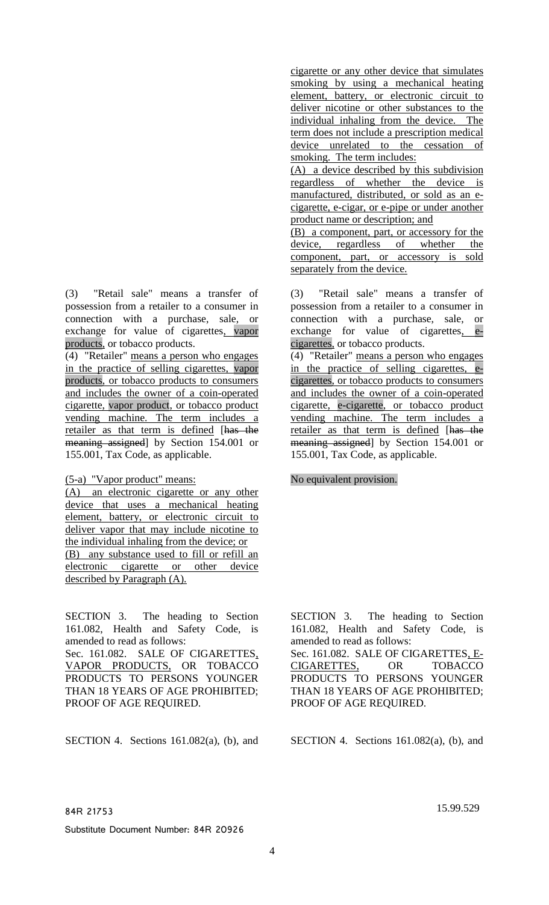| | |
|---|---|
| | cigarette or any other device that simulates smoking by using a mechanical heating element, battery, or electronic circuit to deliver nicotine or other substances to the individual inhaling from the device. The term does not include a prescription medical device unrelated to the cessation of smoking. The term includes:<br>(A) a device described by this subdivision regardless of whether the device is manufactured, distributed, or sold as an e-cigarette, e-cigar, or e-pipe or under another product name or description; and<br>(B) a component, part, or accessory for the device, regardless of whether the component, part, or accessory is sold separately from the device. |
| (3) "Retail sale" means a transfer of possession from a retailer to a consumer in connection with a purchase, sale, or exchange for value of cigarettes, vapor products, or tobacco products.<br>(4) "Retailer" means a person who engages in the practice of selling cigarettes, vapor products, or tobacco products to consumers and includes the owner of a coin-operated cigarette, vapor product, or tobacco product vending machine. The term includes a retailer as that term is defined [~~has the meaning assigned~~] by Section 154.001 or 155.001, Tax Code, as applicable. | (3) "Retail sale" means a transfer of possession from a retailer to a consumer in connection with a purchase, sale, or exchange for value of cigarettes, e-cigarettes, or tobacco products.<br>(4) "Retailer" means a person who engages in the practice of selling cigarettes, e-cigarettes, or tobacco products to consumers and includes the owner of a coin-operated cigarette, e-cigarette, or tobacco product vending machine. The term includes a retailer as that term is defined [~~has the meaning assigned~~] by Section 154.001 or 155.001, Tax Code, as applicable. |
| (5-a) "Vapor product" means:<br>(A) an electronic cigarette or any other device that uses a mechanical heating element, battery, or electronic circuit to deliver vapor that may include nicotine to the individual inhaling from the device; or<br>(B) any substance used to fill or refill an electronic cigarette or other device described by Paragraph (A). | No equivalent provision. |
| SECTION 3. The heading to Section 161.082, Health and Safety Code, is amended to read as follows:<br>Sec. 161.082. SALE OF CIGARETTES, VAPOR PRODUCTS, OR TOBACCO PRODUCTS TO PERSONS YOUNGER THAN 18 YEARS OF AGE PROHIBITED; PROOF OF AGE REQUIRED. | SECTION 3. The heading to Section 161.082, Health and Safety Code, is amended to read as follows:<br>Sec. 161.082. SALE OF CIGARETTES, E-CIGARETTES, OR TOBACCO PRODUCTS TO PERSONS YOUNGER THAN 18 YEARS OF AGE PROHIBITED; PROOF OF AGE REQUIRED. |
| SECTION 4. Sections 161.082(a), (b), and | SECTION 4. Sections 161.082(a), (b), and |

84R 21753

Substitute Document Number: 84R 20926

15.99.529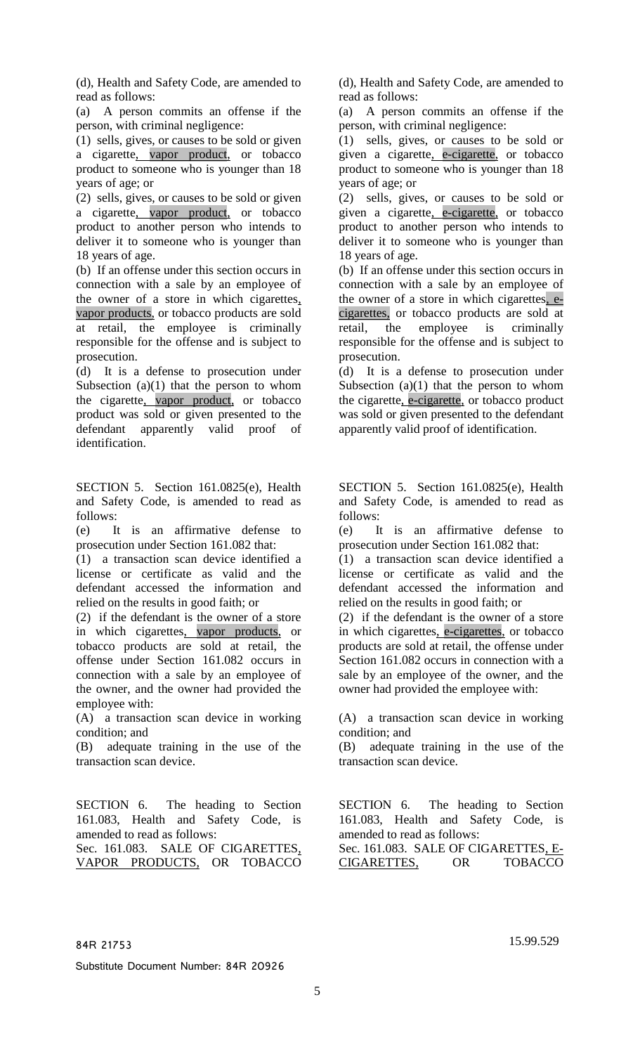(d), Health and Safety Code, are amended to read as follows:

(a) A person commits an offense if the person, with criminal negligence:

(1) sells, gives, or causes to be sold or given a cigarette, vapor product, or tobacco product to someone who is younger than 18 years of age; or

(2) sells, gives, or causes to be sold or given a cigarette, vapor product, or tobacco product to another person who intends to deliver it to someone who is younger than 18 years of age.

(b) If an offense under this section occurs in connection with a sale by an employee of the owner of a store in which cigarettes, vapor products, or tobacco products are sold at retail, the employee is criminally responsible for the offense and is subject to prosecution.

(d) It is a defense to prosecution under Subsection (a)(1) that the person to whom the cigarette, vapor product, or tobacco product was sold or given presented to the defendant apparently valid proof of identification.

SECTION 5. Section 161.0825(e), Health and Safety Code, is amended to read as follows:

(e) It is an affirmative defense to prosecution under Section 161.082 that:

(1) a transaction scan device identified a license or certificate as valid and the defendant accessed the information and relied on the results in good faith; or

(2) if the defendant is the owner of a store in which cigarettes, vapor products, or tobacco products are sold at retail, the offense under Section 161.082 occurs in connection with a sale by an employee of the owner, and the owner had provided the employee with:

(A) a transaction scan device in working condition; and

(B) adequate training in the use of the transaction scan device.

SECTION 6. The heading to Section 161.083, Health and Safety Code, is amended to read as follows:

Sec. 161.083. SALE OF CIGARETTES, VAPOR PRODUCTS, OR TOBACCO

(d), Health and Safety Code, are amended to read as follows:

(a) A person commits an offense if the person, with criminal negligence:

(1) sells, gives, or causes to be sold or given a cigarette, e-cigarette, or tobacco product to someone who is younger than 18 years of age; or

(2) sells, gives, or causes to be sold or given a cigarette, e-cigarette, or tobacco product to another person who intends to deliver it to someone who is younger than 18 years of age.

(b) If an offense under this section occurs in connection with a sale by an employee of the owner of a store in which cigarettes, e-cigarettes, or tobacco products are sold at retail, the employee is criminally responsible for the offense and is subject to prosecution.

(d) It is a defense to prosecution under Subsection (a)(1) that the person to whom the cigarette, e-cigarette, or tobacco product was sold or given presented to the defendant apparently valid proof of identification.

SECTION 5. Section 161.0825(e), Health and Safety Code, is amended to read as follows:

(e) It is an affirmative defense to prosecution under Section 161.082 that:

(1) a transaction scan device identified a license or certificate as valid and the defendant accessed the information and relied on the results in good faith; or

(2) if the defendant is the owner of a store in which cigarettes, e-cigarettes, or tobacco products are sold at retail, the offense under Section 161.082 occurs in connection with a sale by an employee of the owner, and the owner had provided the employee with:

(A) a transaction scan device in working condition; and

(B) adequate training in the use of the transaction scan device.

SECTION 6. The heading to Section 161.083, Health and Safety Code, is amended to read as follows:

Sec. 161.083. SALE OF CIGARETTES, E-CIGARETTES, OR TOBACCO

84R 21753

15.99.529

Substitute Document Number: 84R 20926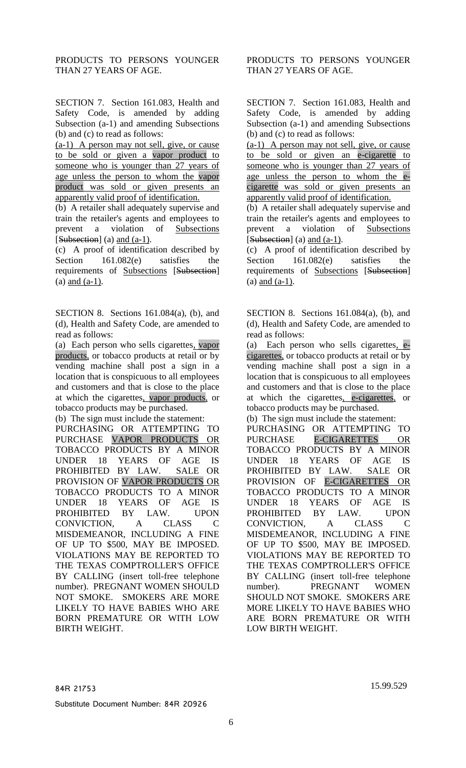PRODUCTS TO PERSONS YOUNGER THAN 27 YEARS OF AGE.

SECTION 7. Section 161.083, Health and Safety Code, is amended by adding Subsection (a-1) and amending Subsections (b) and (c) to read as follows:

(a-1) A person may not sell, give, or cause to be sold or given a vapor product to someone who is younger than 27 years of age unless the person to whom the vapor product was sold or given presents an apparently valid proof of identification.

(b) A retailer shall adequately supervise and train the retailer's agents and employees to prevent a violation of Subsections [~~Subsection~~] (a) and (a-1).

(c) A proof of identification described by Section 161.082(e) satisfies the requirements of Subsections [~~Subsection~~] (a) and (a-1).

SECTION 8. Sections 161.084(a), (b), and (d), Health and Safety Code, are amended to read as follows:

(a) Each person who sells cigarettes, vapor products, or tobacco products at retail or by vending machine shall post a sign in a location that is conspicuous to all employees and customers and that is close to the place at which the cigarettes, vapor products, or tobacco products may be purchased.

(b) The sign must include the statement:

PURCHASING OR ATTEMPTING TO PURCHASE VAPOR PRODUCTS OR TOBACCO PRODUCTS BY A MINOR UNDER 18 YEARS OF AGE IS PROHIBITED BY LAW. SALE OR PROVISION OF VAPOR PRODUCTS OR TOBACCO PRODUCTS TO A MINOR UNDER 18 YEARS OF AGE IS PROHIBITED BY LAW. UPON CONVICTION, A CLASS C MISDEMEANOR, INCLUDING A FINE OF UP TO $500, MAY BE IMPOSED. VIOLATIONS MAY BE REPORTED TO THE TEXAS COMPTROLLER'S OFFICE BY CALLING (insert toll-free telephone number). PREGNANT WOMEN SHOULD NOT SMOKE. SMOKERS ARE MORE LIKELY TO HAVE BABIES WHO ARE BORN PREMATURE OR WITH LOW BIRTH WEIGHT.

PRODUCTS TO PERSONS YOUNGER THAN 27 YEARS OF AGE.

SECTION 7. Section 161.083, Health and Safety Code, is amended by adding Subsection (a-1) and amending Subsections (b) and (c) to read as follows:

(a-1) A person may not sell, give, or cause to be sold or given an e-cigarette to someone who is younger than 27 years of age unless the person to whom the e-cigarette was sold or given presents an apparently valid proof of identification.

(b) A retailer shall adequately supervise and train the retailer's agents and employees to prevent a violation of Subsections [~~Subsection~~] (a) and (a-1).

(c) A proof of identification described by Section 161.082(e) satisfies the requirements of Subsections [~~Subsection~~] (a) and (a-1).

SECTION 8. Sections 161.084(a), (b), and (d), Health and Safety Code, are amended to read as follows:

(a) Each person who sells cigarettes, e-cigarettes, or tobacco products at retail or by vending machine shall post a sign in a location that is conspicuous to all employees and customers and that is close to the place at which the cigarettes, e-cigarettes, or tobacco products may be purchased.

(b) The sign must include the statement:

PURCHASING OR ATTEMPTING TO PURCHASE E-CIGARETTES OR TOBACCO PRODUCTS BY A MINOR UNDER 18 YEARS OF AGE IS PROHIBITED BY LAW. SALE OR PROVISION OF E-CIGARETTES OR TOBACCO PRODUCTS TO A MINOR UNDER 18 YEARS OF AGE IS PROHIBITED BY LAW. UPON CONVICTION, A CLASS C MISDEMEANOR, INCLUDING A FINE OF UP TO $500, MAY BE IMPOSED. VIOLATIONS MAY BE REPORTED TO THE TEXAS COMPTROLLER'S OFFICE BY CALLING (insert toll-free telephone number). PREGNANT WOMEN SHOULD NOT SMOKE. SMOKERS ARE MORE LIKELY TO HAVE BABIES WHO ARE BORN PREMATURE OR WITH LOW BIRTH WEIGHT.

84R 21753

15.99.529

Substitute Document Number: 84R 20926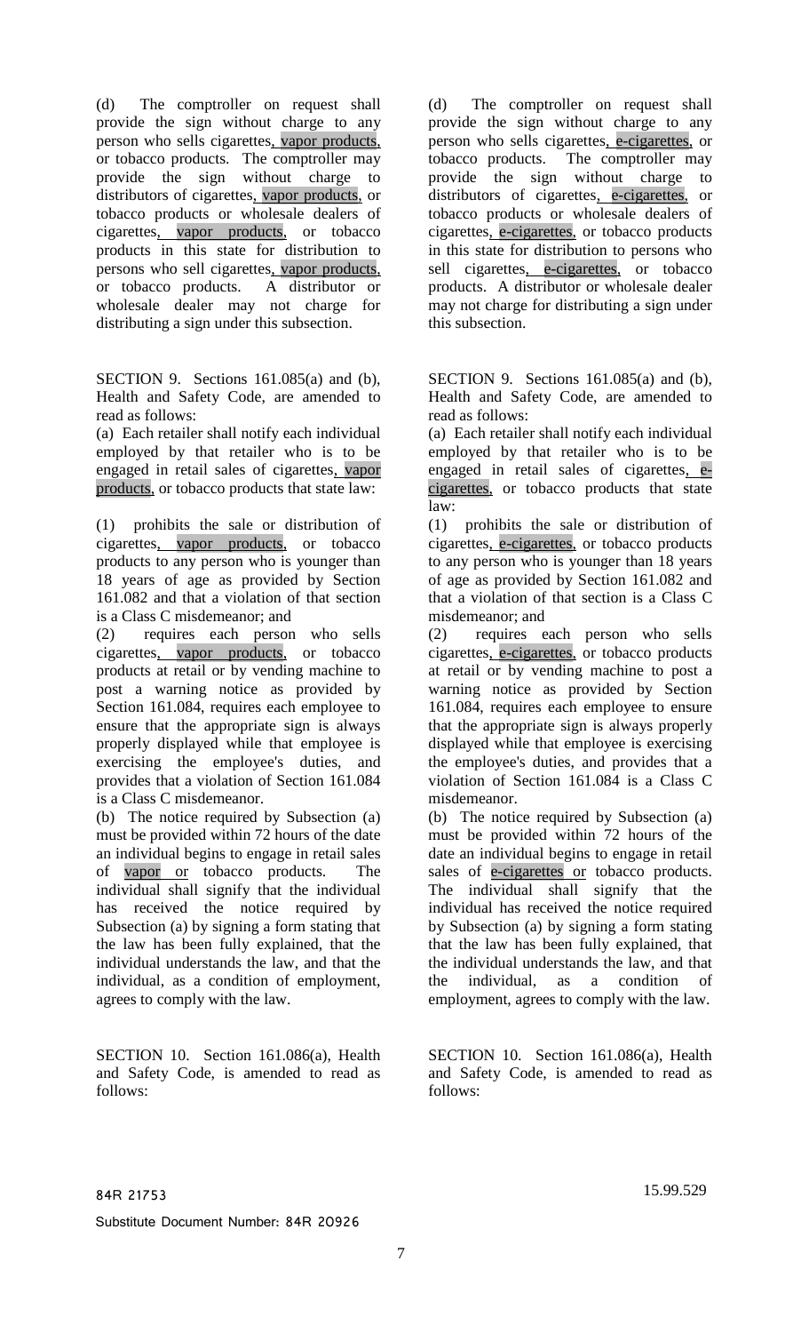(d) The comptroller on request shall provide the sign without charge to any person who sells cigarettes, vapor products, or tobacco products. The comptroller may provide the sign without charge to distributors of cigarettes, vapor products, or tobacco products or wholesale dealers of cigarettes, vapor products, or tobacco products in this state for distribution to persons who sell cigarettes, vapor products, or tobacco products. A distributor or wholesale dealer may not charge for distributing a sign under this subsection.

SECTION 9. Sections 161.085(a) and (b), Health and Safety Code, are amended to read as follows:

(a) Each retailer shall notify each individual employed by that retailer who is to be engaged in retail sales of cigarettes, vapor products, or tobacco products that state law:

(1) prohibits the sale or distribution of cigarettes, vapor products, or tobacco products to any person who is younger than 18 years of age as provided by Section 161.082 and that a violation of that section is a Class C misdemeanor; and

(2) requires each person who sells cigarettes, vapor products, or tobacco products at retail or by vending machine to post a warning notice as provided by Section 161.084, requires each employee to ensure that the appropriate sign is always properly displayed while that employee is exercising the employee's duties, and provides that a violation of Section 161.084 is a Class C misdemeanor.

(b) The notice required by Subsection (a) must be provided within 72 hours of the date an individual begins to engage in retail sales of vapor or tobacco products. The individual shall signify that the individual has received the notice required by Subsection (a) by signing a form stating that the law has been fully explained, that the individual understands the law, and that the individual, as a condition of employment, agrees to comply with the law.

SECTION 10. Section 161.086(a), Health and Safety Code, is amended to read as follows:

(d) The comptroller on request shall provide the sign without charge to any person who sells cigarettes, e-cigarettes, or tobacco products. The comptroller may provide the sign without charge to distributors of cigarettes, e-cigarettes, or tobacco products or wholesale dealers of cigarettes, e-cigarettes, or tobacco products in this state for distribution to persons who sell cigarettes, e-cigarettes, or tobacco products. A distributor or wholesale dealer may not charge for distributing a sign under this subsection.

SECTION 9. Sections 161.085(a) and (b), Health and Safety Code, are amended to read as follows:

(a) Each retailer shall notify each individual employed by that retailer who is to be engaged in retail sales of cigarettes, e-cigarettes, or tobacco products that state law:

(1) prohibits the sale or distribution of cigarettes, e-cigarettes, or tobacco products to any person who is younger than 18 years of age as provided by Section 161.082 and that a violation of that section is a Class C misdemeanor; and

(2) requires each person who sells cigarettes, e-cigarettes, or tobacco products at retail or by vending machine to post a warning notice as provided by Section 161.084, requires each employee to ensure that the appropriate sign is always properly displayed while that employee is exercising the employee's duties, and provides that a violation of Section 161.084 is a Class C misdemeanor.

(b) The notice required by Subsection (a) must be provided within 72 hours of the date an individual begins to engage in retail sales of e-cigarettes or tobacco products. The individual shall signify that the individual has received the notice required by Subsection (a) by signing a form stating that the law has been fully explained, that the individual understands the law, and that the individual, as a condition of employment, agrees to comply with the law.

SECTION 10. Section 161.086(a), Health and Safety Code, is amended to read as follows:

84R 21753

Substitute Document Number: 84R 20926

15.99.529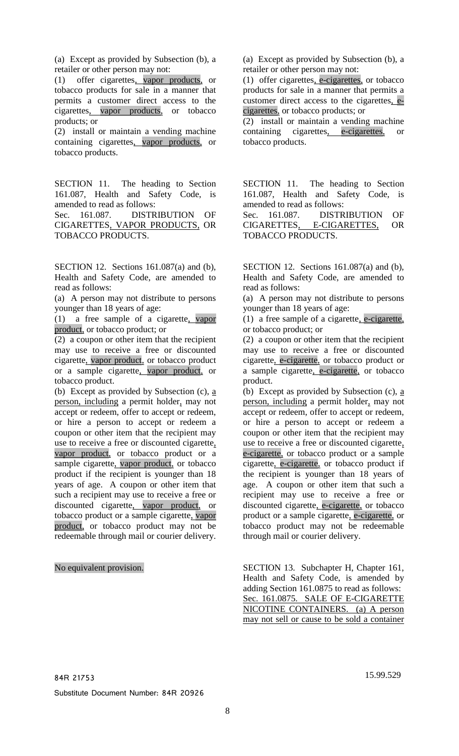| | |
|---|---|
| (a) Except as provided by Subsection (b), a retailer or other person may not:<br>(1) offer cigarettes, vapor products, or tobacco products for sale in a manner that permits a customer direct access to the cigarettes, vapor products, or tobacco products; or<br>(2) install or maintain a vending machine containing cigarettes, vapor products, or tobacco products. | (a) Except as provided by Subsection (b), a retailer or other person may not:<br>(1) offer cigarettes, e-cigarettes, or tobacco products for sale in a manner that permits a customer direct access to the cigarettes, e-cigarettes, or tobacco products; or<br>(2) install or maintain a vending machine containing cigarettes, e-cigarettes, or tobacco products. |
| SECTION 11. The heading to Section 161.087, Health and Safety Code, is amended to read as follows:<br>Sec. 161.087. DISTRIBUTION OF CIGARETTES, VAPOR PRODUCTS, OR TOBACCO PRODUCTS. | SECTION 11. The heading to Section 161.087, Health and Safety Code, is amended to read as follows:<br>Sec. 161.087. DISTRIBUTION OF CIGARETTES, E-CIGARETTES, OR TOBACCO PRODUCTS. |
| SECTION 12. Sections 161.087(a) and (b), Health and Safety Code, are amended to read as follows:<br>(a) A person may not distribute to persons younger than 18 years of age:<br>(1) a free sample of a cigarette, vapor product, or tobacco product; or<br>(2) a coupon or other item that the recipient may use to receive a free or discounted cigarette, vapor product, or tobacco product or a sample cigarette, vapor product, or tobacco product.<br>(b) Except as provided by Subsection (c), a person, including a permit holder, may not accept or redeem, offer to accept or redeem, or hire a person to accept or redeem a coupon or other item that the recipient may use to receive a free or discounted cigarette, vapor product, or tobacco product or a sample cigarette, vapor product, or tobacco product if the recipient is younger than 18 years of age. A coupon or other item that such a recipient may use to receive a free or discounted cigarette, vapor product, or tobacco product or a sample cigarette, vapor product, or tobacco product may not be redeemable through mail or courier delivery. | SECTION 12. Sections 161.087(a) and (b), Health and Safety Code, are amended to read as follows:<br>(a) A person may not distribute to persons younger than 18 years of age:<br>(1) a free sample of a cigarette, e-cigarette, or tobacco product; or<br>(2) a coupon or other item that the recipient may use to receive a free or discounted cigarette, e-cigarette, or tobacco product or a sample cigarette, e-cigarette, or tobacco product.<br>(b) Except as provided by Subsection (c), a person, including a permit holder, may not accept or redeem, offer to accept or redeem, or hire a person to accept or redeem a coupon or other item that the recipient may use to receive a free or discounted cigarette, e-cigarette, or tobacco product or a sample cigarette, e-cigarette, or tobacco product if the recipient is younger than 18 years of age. A coupon or other item that such a recipient may use to receive a free or discounted cigarette, e-cigarette, or tobacco product or a sample cigarette, e-cigarette, or tobacco product may not be redeemable through mail or courier delivery. |
| No equivalent provision. | SECTION 13. Subchapter H, Chapter 161, Health and Safety Code, is amended by adding Section 161.0875 to read as follows:<br>Sec. 161.0875. SALE OF E-CIGARETTE NICOTINE CONTAINERS. (a) A person may not sell or cause to be sold a container |

84R 21753

15.99.529

Substitute Document Number: 84R 20926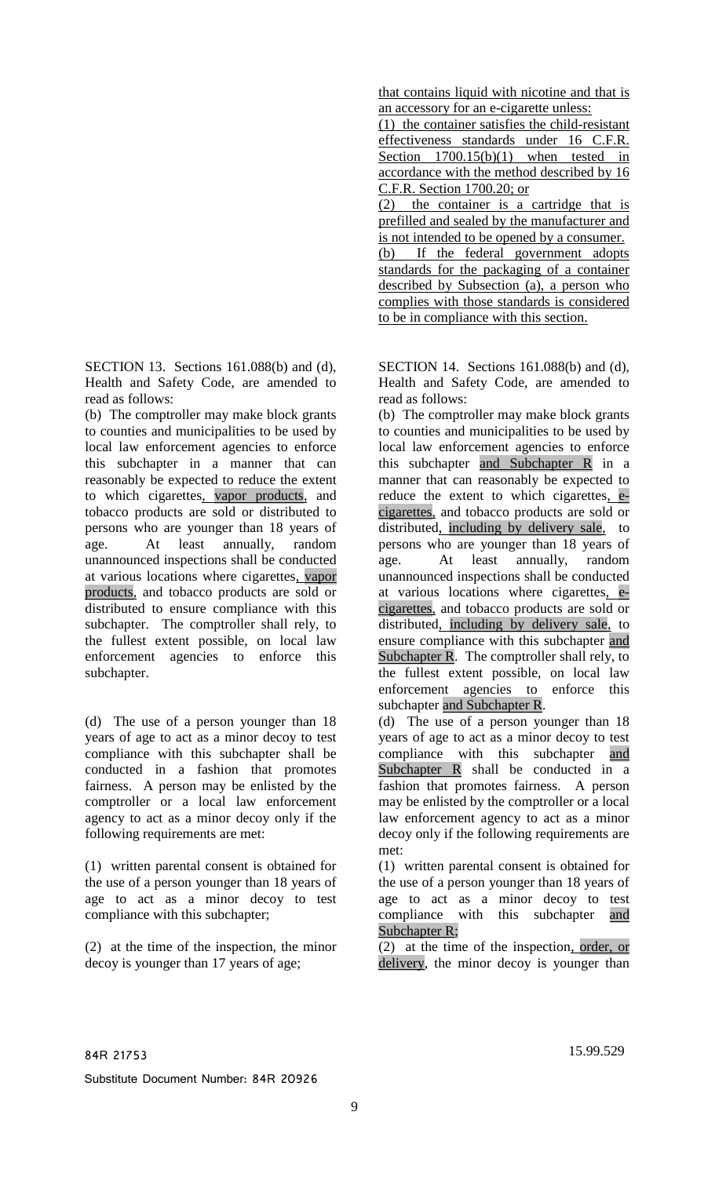that contains liquid with nicotine and that is an accessory for an e-cigarette unless:

(1) the container satisfies the child-resistant effectiveness standards under 16 C.F.R. Section 1700.15(b)(1) when tested in accordance with the method described by 16 C.F.R. Section 1700.20; or

(2) the container is a cartridge that is prefilled and sealed by the manufacturer and is not intended to be opened by a consumer.

(b) If the federal government adopts standards for the packaging of a container described by Subsection (a), a person who complies with those standards is considered to be in compliance with this section.

SECTION 13. Sections 161.088(b) and (d), Health and Safety Code, are amended to read as follows:

(b) The comptroller may make block grants to counties and municipalities to be used by local law enforcement agencies to enforce this subchapter in a manner that can reasonably be expected to reduce the extent to which cigarettes, vapor products, and tobacco products are sold or distributed to persons who are younger than 18 years of age. At least annually, random unannounced inspections shall be conducted at various locations where cigarettes, vapor products, and tobacco products are sold or distributed to ensure compliance with this subchapter. The comptroller shall rely, to the fullest extent possible, on local law enforcement agencies to enforce this subchapter.

(d) The use of a person younger than 18 years of age to act as a minor decoy to test compliance with this subchapter shall be conducted in a fashion that promotes fairness. A person may be enlisted by the comptroller or a local law enforcement agency to act as a minor decoy only if the following requirements are met:

(1) written parental consent is obtained for the use of a person younger than 18 years of age to act as a minor decoy to test compliance with this subchapter;

(2) at the time of the inspection, the minor decoy is younger than 17 years of age;

SECTION 14. Sections 161.088(b) and (d), Health and Safety Code, are amended to read as follows:

(b) The comptroller may make block grants to counties and municipalities to be used by local law enforcement agencies to enforce this subchapter and Subchapter R in a manner that can reasonably be expected to reduce the extent to which cigarettes, e-cigarettes, and tobacco products are sold or distributed, including by delivery sale, to persons who are younger than 18 years of age. At least annually, random unannounced inspections shall be conducted at various locations where cigarettes, e-cigarettes, and tobacco products are sold or distributed, including by delivery sale, to ensure compliance with this subchapter and Subchapter R. The comptroller shall rely, to the fullest extent possible, on local law enforcement agencies to enforce this subchapter and Subchapter R.

(d) The use of a person younger than 18 years of age to act as a minor decoy to test compliance with this subchapter and Subchapter R shall be conducted in a fashion that promotes fairness. A person may be enlisted by the comptroller or a local law enforcement agency to act as a minor decoy only if the following requirements are met:

(1) written parental consent is obtained for the use of a person younger than 18 years of age to act as a minor decoy to test compliance with this subchapter and Subchapter R;

(2) at the time of the inspection, order, or delivery, the minor decoy is younger than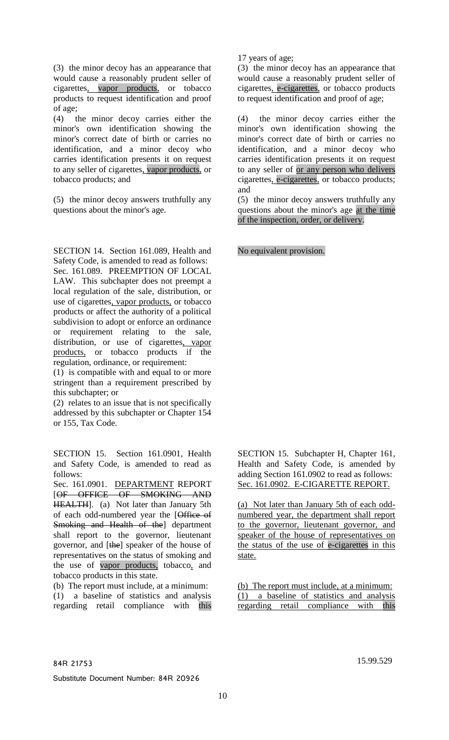| | |
|---|---|
| | 17 years of age; |
| (3) the minor decoy has an appearance that would cause a reasonably prudent seller of cigarettes, vapor products, or tobacco products to request identification and proof of age; | (3) the minor decoy has an appearance that would cause a reasonably prudent seller of cigarettes, e-cigarettes, or tobacco products to request identification and proof of age; |
| (4) the minor decoy carries either the minor's own identification showing the minor's correct date of birth or carries no identification, and a minor decoy who carries identification presents it on request to any seller of cigarettes, vapor products, or tobacco products; and | (4) the minor decoy carries either the minor's own identification showing the minor's correct date of birth or carries no identification, and a minor decoy who carries identification presents it on request to any seller of or any person who delivers cigarettes, e-cigarettes, or tobacco products; and |
| (5) the minor decoy answers truthfully any questions about the minor's age. | (5) the minor decoy answers truthfully any questions about the minor's age at the time of the inspection, order, or delivery. |
| SECTION 14. Section 161.089, Health and Safety Code, is amended to read as follows:<br>Sec. 161.089. PREEMPTION OF LOCAL LAW. This subchapter does not preempt a local regulation of the sale, distribution, or use of cigarettes, vapor products, or tobacco products or affect the authority of a political subdivision to adopt or enforce an ordinance or requirement relating to the sale, distribution, or use of cigarettes, vapor products, or tobacco products if the regulation, ordinance, or requirement:<br>(1) is compatible with and equal to or more stringent than a requirement prescribed by this subchapter; or<br>(2) relates to an issue that is not specifically addressed by this subchapter or Chapter 154 or 155, Tax Code. | No equivalent provision. |
| SECTION 15. Section 161.0901, Health and Safety Code, is amended to read as follows:<br>Sec. 161.0901. DEPARTMENT REPORT [~~OF OFFICE OF SMOKING AND HEALTH~~]. (a) Not later than January 5th of each odd-numbered year the [~~Office of Smoking and Health of the~~] department shall report to the governor, lieutenant governor, and [~~the~~] speaker of the house of representatives on the status of smoking and the use of vapor products, tobacco, and tobacco products in this state. | SECTION 15. Subchapter H, Chapter 161, Health and Safety Code, is amended by adding Section 161.0902 to read as follows:<br>Sec. 161.0902. E-CIGARETTE REPORT.<br>(a) Not later than January 5th of each odd-numbered year, the department shall report to the governor, lieutenant governor, and speaker of the house of representatives on the status of the use of e-cigarettes in this state. |
| (b) The report must include, at a minimum:<br>(1) a baseline of statistics and analysis regarding retail compliance with this | (b) The report must include, at a minimum:<br>(1) a baseline of statistics and analysis regarding retail compliance with this |

84R 21753 15.99.529

Substitute Document Number: 84R 20926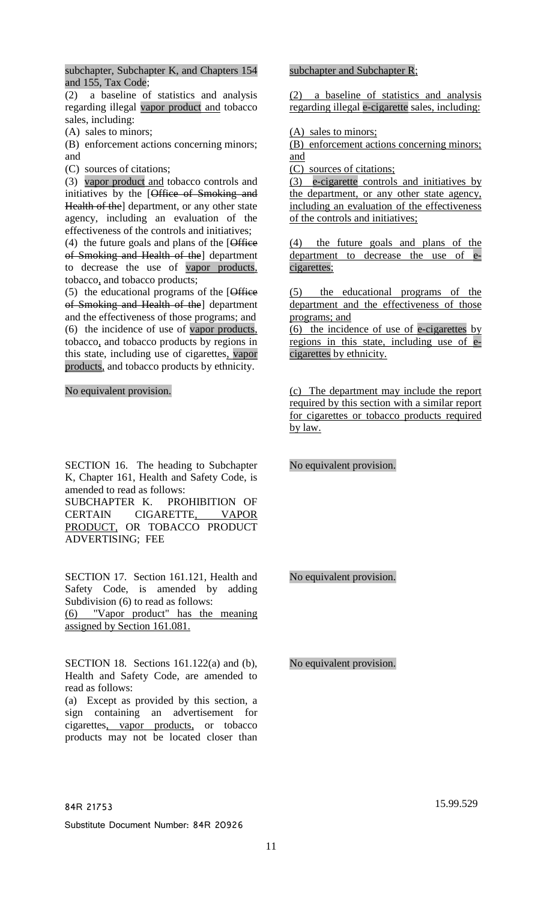| | |
|---|---|
| subchapter, Subchapter K, and Chapters 154 and 155, Tax Code;<br>(2) a baseline of statistics and analysis regarding illegal vapor product and tobacco sales, including:<br>(A) sales to minors;<br>(B) enforcement actions concerning minors; and<br>(C) sources of citations;<br>(3) vapor product and tobacco controls and initiatives by the [Office of Smoking and Health of the] department, or any other state agency, including an evaluation of the effectiveness of the controls and initiatives;<br>(4) the future goals and plans of the [Office of Smoking and Health of the] department to decrease the use of vapor products, tobacco, and tobacco products;<br>(5) the educational programs of the [Office of Smoking and Health of the] department and the effectiveness of those programs; and<br>(6) the incidence of use of vapor products, tobacco, and tobacco products by regions in this state, including use of cigarettes, vapor products, and tobacco products by ethnicity. | subchapter and Subchapter R;<br>(2) a baseline of statistics and analysis regarding illegal e-cigarette sales, including:<br>(A) sales to minors;<br>(B) enforcement actions concerning minors; and<br>(C) sources of citations;<br>(3) e-cigarette controls and initiatives by the department, or any other state agency, including an evaluation of the effectiveness of the controls and initiatives;<br>(4) the future goals and plans of the department to decrease the use of e-cigarettes;<br>(5) the educational programs of the department and the effectiveness of those programs; and<br>(6) the incidence of use of e-cigarettes by regions in this state, including use of e-cigarettes by ethnicity. |
| No equivalent provision. | (c) The department may include the report required by this section with a similar report for cigarettes or tobacco products required by law. |
| SECTION 16. The heading to Subchapter K, Chapter 161, Health and Safety Code, is amended to read as follows:<br>SUBCHAPTER K. PROHIBITION OF CERTAIN CIGARETTE, VAPOR PRODUCT, OR TOBACCO PRODUCT ADVERTISING; FEE | No equivalent provision. |
| SECTION 17. Section 161.121, Health and Safety Code, is amended by adding Subdivision (6) to read as follows:<br>(6) "Vapor product" has the meaning assigned by Section 161.081. | No equivalent provision. |
| SECTION 18. Sections 161.122(a) and (b), Health and Safety Code, are amended to read as follows:<br>(a) Except as provided by this section, a sign containing an advertisement for cigarettes, vapor products, or tobacco products may not be located closer than | No equivalent provision. |

84R 21753

Substitute Document Number: 84R 20926

15.99.529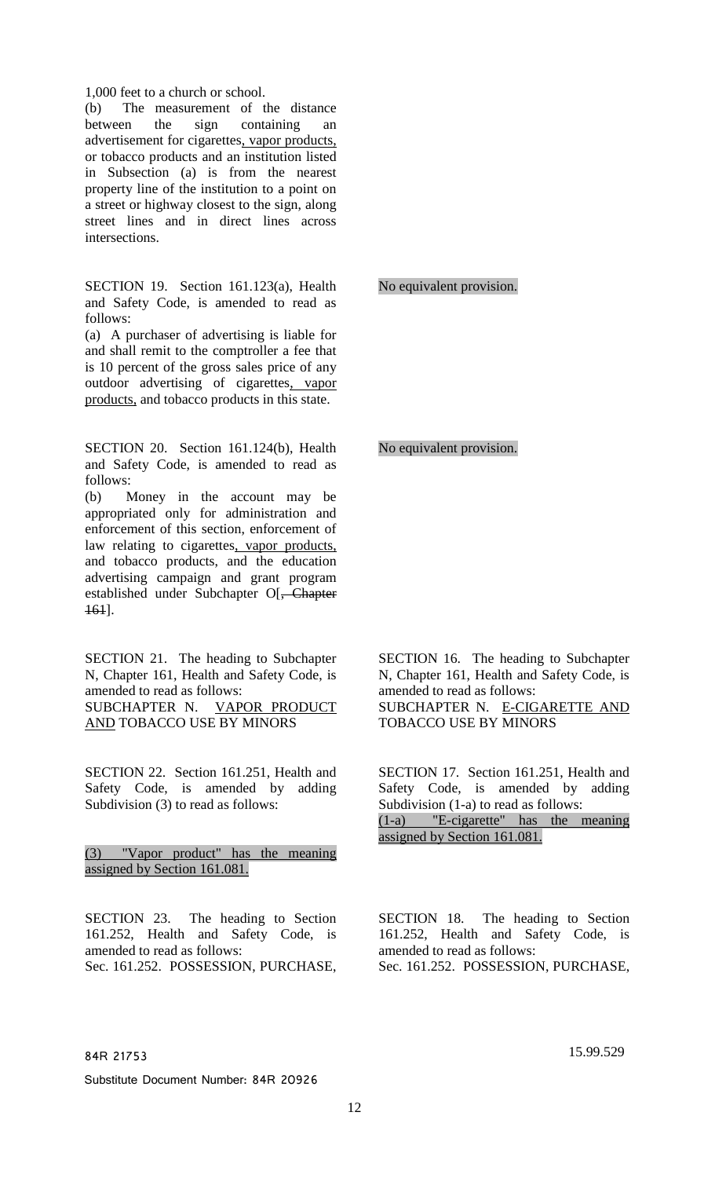| | |
|---|---|
| 1,000 feet to a church or school.<br>(b) The measurement of the distance between the sign containing an advertisement for cigarettes, vapor products, or tobacco products and an institution listed in Subsection (a) is from the nearest property line of the institution to a point on a street or highway closest to the sign, along street lines and in direct lines across intersections. | |
| SECTION 19. Section 161.123(a), Health and Safety Code, is amended to read as follows:<br>(a) A purchaser of advertising is liable for and shall remit to the comptroller a fee that is 10 percent of the gross sales price of any outdoor advertising of cigarettes, vapor products, and tobacco products in this state. | No equivalent provision. |
| SECTION 20. Section 161.124(b), Health and Safety Code, is amended to read as follows:<br>(b) Money in the account may be appropriated only for administration and enforcement of this section, enforcement of law relating to cigarettes, vapor products, and tobacco products, and the education advertising campaign and grant program established under Subchapter O[~~, Chapter 161~~]. | No equivalent provision. |
| SECTION 21. The heading to Subchapter N, Chapter 161, Health and Safety Code, is amended to read as follows:<br>SUBCHAPTER N. VAPOR PRODUCT AND TOBACCO USE BY MINORS | SECTION 16. The heading to Subchapter N, Chapter 161, Health and Safety Code, is amended to read as follows:<br>SUBCHAPTER N. E-CIGARETTE AND TOBACCO USE BY MINORS |
| SECTION 22. Section 161.251, Health and Safety Code, is amended by adding Subdivision (3) to read as follows:<br>(3) "Vapor product" has the meaning assigned by Section 161.081. | SECTION 17. Section 161.251, Health and Safety Code, is amended by adding Subdivision (1-a) to read as follows:<br>(1-a) "E-cigarette" has the meaning assigned by Section 161.081. |
| SECTION 23. The heading to Section 161.252, Health and Safety Code, is amended to read as follows:<br>Sec. 161.252. POSSESSION, PURCHASE, | SECTION 18. The heading to Section 161.252, Health and Safety Code, is amended to read as follows:<br>Sec. 161.252. POSSESSION, PURCHASE, |

84R 21753

15.99.529

Substitute Document Number: 84R 20926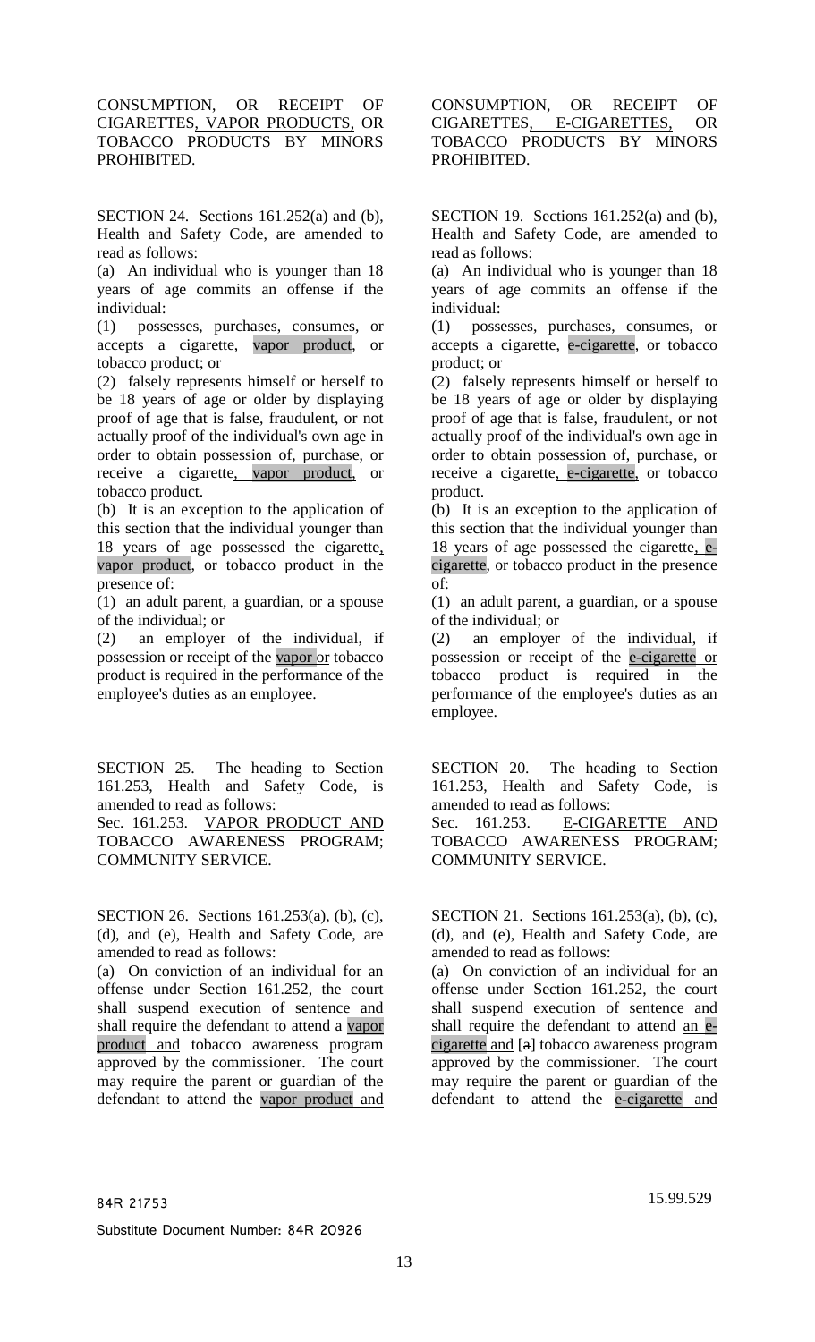CONSUMPTION, OR RECEIPT OF CIGARETTES, VAPOR PRODUCTS, OR TOBACCO PRODUCTS BY MINORS PROHIBITED.

SECTION 24. Sections 161.252(a) and (b), Health and Safety Code, are amended to read as follows:

(a) An individual who is younger than 18 years of age commits an offense if the individual:

(1) possesses, purchases, consumes, or accepts a cigarette, vapor product, or tobacco product; or

(2) falsely represents himself or herself to be 18 years of age or older by displaying proof of age that is false, fraudulent, or not actually proof of the individual's own age in order to obtain possession of, purchase, or receive a cigarette, vapor product, or tobacco product.

(b) It is an exception to the application of this section that the individual younger than 18 years of age possessed the cigarette, vapor product, or tobacco product in the presence of:

(1) an adult parent, a guardian, or a spouse of the individual; or

(2) an employer of the individual, if possession or receipt of the vapor or tobacco product is required in the performance of the employee's duties as an employee.

SECTION 25. The heading to Section 161.253, Health and Safety Code, is amended to read as follows:

Sec. 161.253. VAPOR PRODUCT AND TOBACCO AWARENESS PROGRAM; COMMUNITY SERVICE.

SECTION 26. Sections 161.253(a), (b), (c), (d), and (e), Health and Safety Code, are amended to read as follows:

(a) On conviction of an individual for an offense under Section 161.252, the court shall suspend execution of sentence and shall require the defendant to attend a vapor product and tobacco awareness program approved by the commissioner. The court may require the parent or guardian of the defendant to attend the vapor product and

CONSUMPTION, OR RECEIPT OF CIGARETTES, E-CIGARETTES, OR TOBACCO PRODUCTS BY MINORS PROHIBITED.

SECTION 19. Sections 161.252(a) and (b), Health and Safety Code, are amended to read as follows:

(a) An individual who is younger than 18 years of age commits an offense if the individual:

(1) possesses, purchases, consumes, or accepts a cigarette, e-cigarette, or tobacco product; or

(2) falsely represents himself or herself to be 18 years of age or older by displaying proof of age that is false, fraudulent, or not actually proof of the individual's own age in order to obtain possession of, purchase, or receive a cigarette, e-cigarette, or tobacco product.

(b) It is an exception to the application of this section that the individual younger than 18 years of age possessed the cigarette, e-cigarette, or tobacco product in the presence of:

(1) an adult parent, a guardian, or a spouse of the individual; or

(2) an employer of the individual, if possession or receipt of the e-cigarette or tobacco product is required in the performance of the employee's duties as an employee.

SECTION 20. The heading to Section 161.253, Health and Safety Code, is amended to read as follows:

Sec. 161.253. E-CIGARETTE AND TOBACCO AWARENESS PROGRAM; COMMUNITY SERVICE.

SECTION 21. Sections 161.253(a), (b), (c), (d), and (e), Health and Safety Code, are amended to read as follows:

(a) On conviction of an individual for an offense under Section 161.252, the court shall suspend execution of sentence and shall require the defendant to attend an e-cigarette and [a] tobacco awareness program approved by the commissioner. The court may require the parent or guardian of the defendant to attend the e-cigarette and

84R 21753

15.99.529

Substitute Document Number: 84R 20926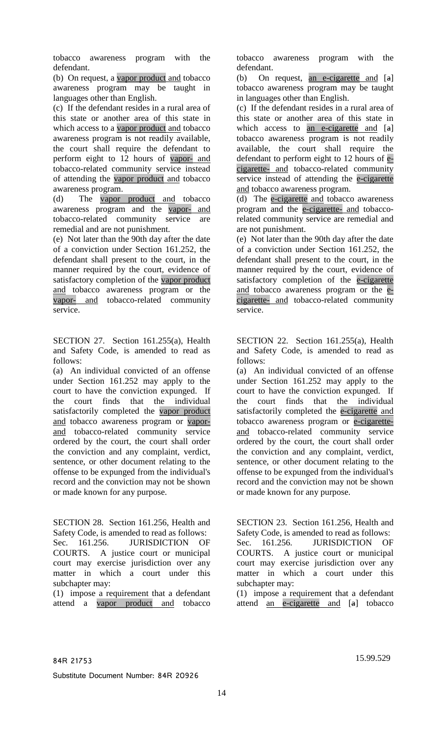tobacco awareness program with the defendant.

(b) On request, a vapor product and tobacco awareness program may be taught in languages other than English.

(c) If the defendant resides in a rural area of this state or another area of this state in which access to a vapor product and tobacco awareness program is not readily available, the court shall require the defendant to perform eight to 12 hours of vapor- and tobacco-related community service instead of attending the vapor product and tobacco awareness program.

(d) The vapor product and tobacco awareness program and the vapor- and tobacco-related community service are remedial and are not punishment.

(e) Not later than the 90th day after the date of a conviction under Section 161.252, the defendant shall present to the court, in the manner required by the court, evidence of satisfactory completion of the vapor product and tobacco awareness program or the vapor- and tobacco-related community service.

SECTION 27. Section 161.255(a), Health and Safety Code, is amended to read as follows:

(a) An individual convicted of an offense under Section 161.252 may apply to the court to have the conviction expunged. If the court finds that the individual satisfactorily completed the vapor product and tobacco awareness program or vapor- and tobacco-related community service ordered by the court, the court shall order the conviction and any complaint, verdict, sentence, or other document relating to the offense to be expunged from the individual's record and the conviction may not be shown or made known for any purpose.

SECTION 28. Section 161.256, Health and Safety Code, is amended to read as follows:

Sec. 161.256. JURISDICTION OF COURTS. A justice court or municipal court may exercise jurisdiction over any matter in which a court under this subchapter may:

(1) impose a requirement that a defendant attend a vapor product and tobacco

tobacco awareness program with the defendant.

(b) On request, an e-cigarette and [a] tobacco awareness program may be taught in languages other than English.

(c) If the defendant resides in a rural area of this state or another area of this state in which access to an e-cigarette and [a] tobacco awareness program is not readily available, the court shall require the defendant to perform eight to 12 hours of e-cigarette- and tobacco-related community service instead of attending the e-cigarette and tobacco awareness program.

(d) The e-cigarette and tobacco awareness program and the e-cigarette- and tobacco-related community service are remedial and are not punishment.

(e) Not later than the 90th day after the date of a conviction under Section 161.252, the defendant shall present to the court, in the manner required by the court, evidence of satisfactory completion of the e-cigarette and tobacco awareness program or the e-cigarette- and tobacco-related community service.

SECTION 22. Section 161.255(a), Health and Safety Code, is amended to read as follows:

(a) An individual convicted of an offense under Section 161.252 may apply to the court to have the conviction expunged. If the court finds that the individual satisfactorily completed the e-cigarette and tobacco awareness program or e-cigarette- and tobacco-related community service ordered by the court, the court shall order the conviction and any complaint, verdict, sentence, or other document relating to the offense to be expunged from the individual's record and the conviction may not be shown or made known for any purpose.

SECTION 23. Section 161.256, Health and Safety Code, is amended to read as follows:

Sec. 161.256. JURISDICTION OF COURTS. A justice court or municipal court may exercise jurisdiction over any matter in which a court under this subchapter may:

(1) impose a requirement that a defendant attend an e-cigarette and [a] tobacco

84R 21753

15.99.529

Substitute Document Number: 84R 20926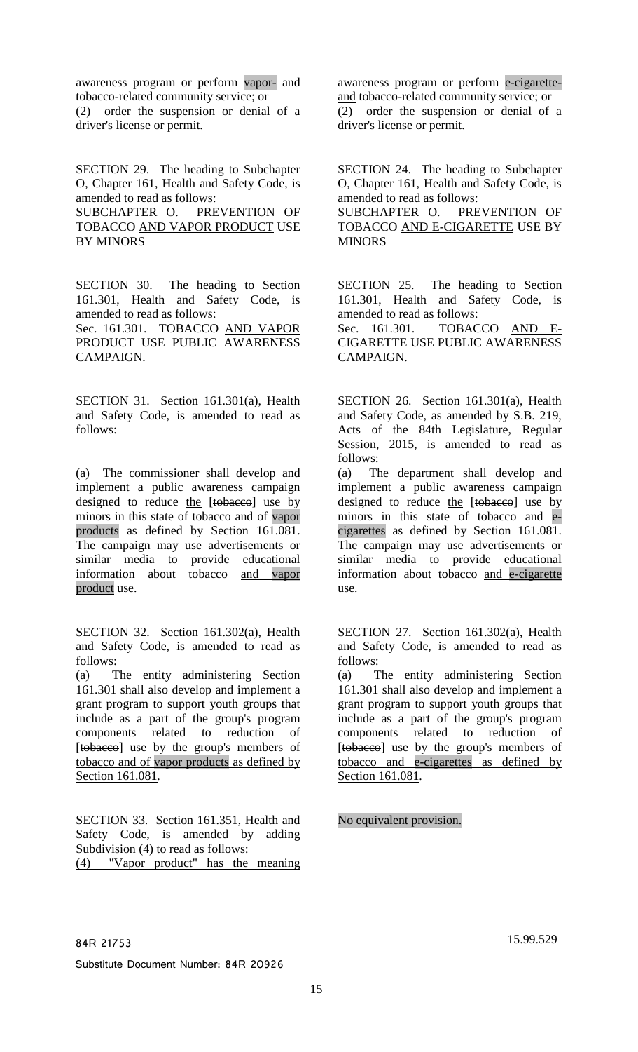| | |
|---|---|
| awareness program or perform vapor- and tobacco-related community service; or<br>(2) order the suspension or denial of a driver's license or permit. | awareness program or perform e-cigarette- and tobacco-related community service; or<br>(2) order the suspension or denial of a driver's license or permit. |
| SECTION 29. The heading to Subchapter O, Chapter 161, Health and Safety Code, is amended to read as follows:<br>SUBCHAPTER O. PREVENTION OF TOBACCO AND VAPOR PRODUCT USE BY MINORS | SECTION 24. The heading to Subchapter O, Chapter 161, Health and Safety Code, is amended to read as follows:<br>SUBCHAPTER O. PREVENTION OF TOBACCO AND E-CIGARETTE USE BY MINORS |
| SECTION 30. The heading to Section 161.301, Health and Safety Code, is amended to read as follows:<br>Sec. 161.301. TOBACCO AND VAPOR PRODUCT USE PUBLIC AWARENESS CAMPAIGN. | SECTION 25. The heading to Section 161.301, Health and Safety Code, is amended to read as follows:<br>Sec. 161.301. TOBACCO AND E-CIGARETTE USE PUBLIC AWARENESS CAMPAIGN. |
| SECTION 31. Section 161.301(a), Health and Safety Code, is amended to read as follows:<br>(a) The commissioner shall develop and implement a public awareness campaign designed to reduce the [tobacco] use by minors in this state of tobacco and of vapor products as defined by Section 161.081. The campaign may use advertisements or similar media to provide educational information about tobacco and vapor product use. | SECTION 26. Section 161.301(a), Health and Safety Code, as amended by S.B. 219, Acts of the 84th Legislature, Regular Session, 2015, is amended to read as follows:<br>(a) The department shall develop and implement a public awareness campaign designed to reduce the [tobacco] use by minors in this state of tobacco and e-cigarettes as defined by Section 161.081. The campaign may use advertisements or similar media to provide educational information about tobacco and e-cigarette use. |
| SECTION 32. Section 161.302(a), Health and Safety Code, is amended to read as follows:<br>(a) The entity administering Section 161.301 shall also develop and implement a grant program to support youth groups that include as a part of the group's program components related to reduction of [tobacco] use by the group's members of tobacco and of vapor products as defined by Section 161.081. | SECTION 27. Section 161.302(a), Health and Safety Code, is amended to read as follows:<br>(a) The entity administering Section 161.301 shall also develop and implement a grant program to support youth groups that include as a part of the group's program components related to reduction of [tobacco] use by the group's members of tobacco and e-cigarettes as defined by Section 161.081. |
| SECTION 33. Section 161.351, Health and Safety Code, is amended by adding Subdivision (4) to read as follows:<br>(4) "Vapor product" has the meaning | No equivalent provision. |

84R 21753

15.99.529

Substitute Document Number: 84R 20926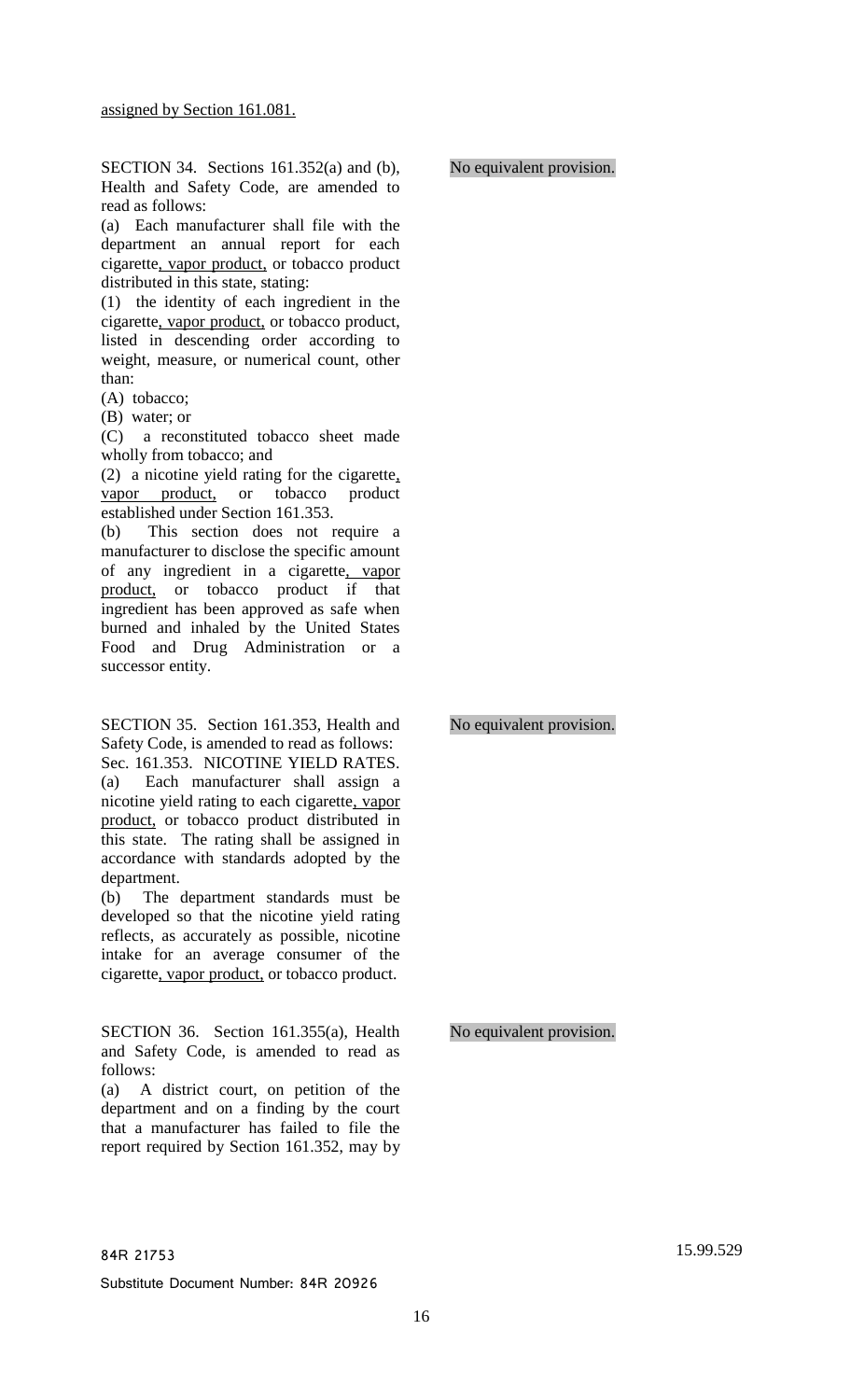assigned by Section 161.081.

| | |
|---|---|
| SECTION 34. Sections 161.352(a) and (b), Health and Safety Code, are amended to read as follows:<br>(a) Each manufacturer shall file with the department an annual report for each cigarette, vapor product, or tobacco product distributed in this state, stating:<br>(1) the identity of each ingredient in the cigarette, vapor product, or tobacco product, listed in descending order according to weight, measure, or numerical count, other than:<br>(A) tobacco;<br>(B) water; or<br>(C) a reconstituted tobacco sheet made wholly from tobacco; and<br>(2) a nicotine yield rating for the cigarette, vapor product, or tobacco product established under Section 161.353.<br>(b) This section does not require a manufacturer to disclose the specific amount of any ingredient in a cigarette, vapor product, or tobacco product if that ingredient has been approved as safe when burned and inhaled by the United States Food and Drug Administration or a successor entity. | No equivalent provision. |
| SECTION 35. Section 161.353, Health and Safety Code, is amended to read as follows:<br>Sec. 161.353. NICOTINE YIELD RATES. (a) Each manufacturer shall assign a nicotine yield rating to each cigarette, vapor product, or tobacco product distributed in this state. The rating shall be assigned in accordance with standards adopted by the department.<br>(b) The department standards must be developed so that the nicotine yield rating reflects, as accurately as possible, nicotine intake for an average consumer of the cigarette, vapor product, or tobacco product. | No equivalent provision. |
| SECTION 36. Section 161.355(a), Health and Safety Code, is amended to read as follows:<br>(a) A district court, on petition of the department and on a finding by the court that a manufacturer has failed to file the report required by Section 161.352, may by | No equivalent provision. |

84R 21753

Substitute Document Number: 84R 20926

15.99.529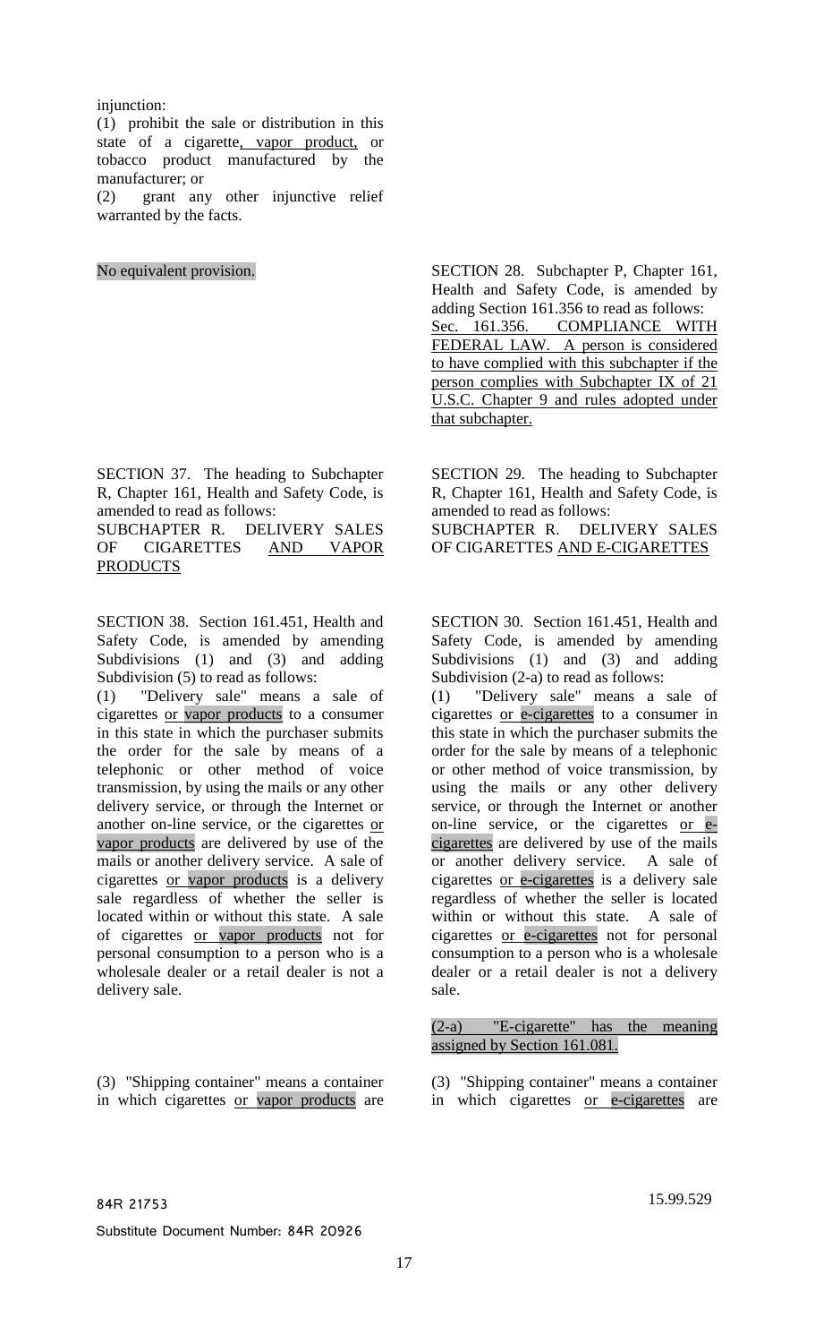| | |
|---|---|
| injunction:<br>(1) prohibit the sale or distribution in this state of a cigarette, vapor product, or tobacco product manufactured by the manufacturer; or<br>(2) grant any other injunctive relief warranted by the facts. | |
| No equivalent provision. | SECTION 28. Subchapter P, Chapter 161, Health and Safety Code, is amended by adding Section 161.356 to read as follows:<br>Sec. 161.356. COMPLIANCE WITH FEDERAL LAW. A person is considered to have complied with this subchapter if the person complies with Subchapter IX of 21 U.S.C. Chapter 9 and rules adopted under that subchapter. |
| SECTION 37. The heading to Subchapter R, Chapter 161, Health and Safety Code, is amended to read as follows:<br>SUBCHAPTER R. DELIVERY SALES OF CIGARETTES AND VAPOR PRODUCTS | SECTION 29. The heading to Subchapter R, Chapter 161, Health and Safety Code, is amended to read as follows:<br>SUBCHAPTER R. DELIVERY SALES OF CIGARETTES AND E-CIGARETTES |
| SECTION 38. Section 161.451, Health and Safety Code, is amended by amending Subdivisions (1) and (3) and adding Subdivision (5) to read as follows:<br>(1) "Delivery sale" means a sale of cigarettes or vapor products to a consumer in this state in which the purchaser submits the order for the sale by means of a telephonic or other method of voice transmission, by using the mails or any other delivery service, or through the Internet or another on-line service, or the cigarettes or vapor products are delivered by use of the mails or another delivery service. A sale of cigarettes or vapor products is a delivery sale regardless of whether the seller is located within or without this state. A sale of cigarettes or vapor products not for personal consumption to a person who is a wholesale dealer or a retail dealer is not a delivery sale. | SECTION 30. Section 161.451, Health and Safety Code, is amended by amending Subdivisions (1) and (3) and adding Subdivision (2-a) to read as follows:<br>(1) "Delivery sale" means a sale of cigarettes or e-cigarettes to a consumer in this state in which the purchaser submits the order for the sale by means of a telephonic or other method of voice transmission, by using the mails or any other delivery service, or through the Internet or another on-line service, or the cigarettes or e-cigarettes are delivered by use of the mails or another delivery service. A sale of cigarettes or e-cigarettes is a delivery sale regardless of whether the seller is located within or without this state. A sale of cigarettes or e-cigarettes not for personal consumption to a person who is a wholesale dealer or a retail dealer is not a delivery sale. |
| | (2-a) "E-cigarette" has the meaning assigned by Section 161.081. |
| (3) "Shipping container" means a container in which cigarettes or vapor products are | (3) "Shipping container" means a container in which cigarettes or e-cigarettes are |

84R 21753 15.99.529

Substitute Document Number: 84R 20926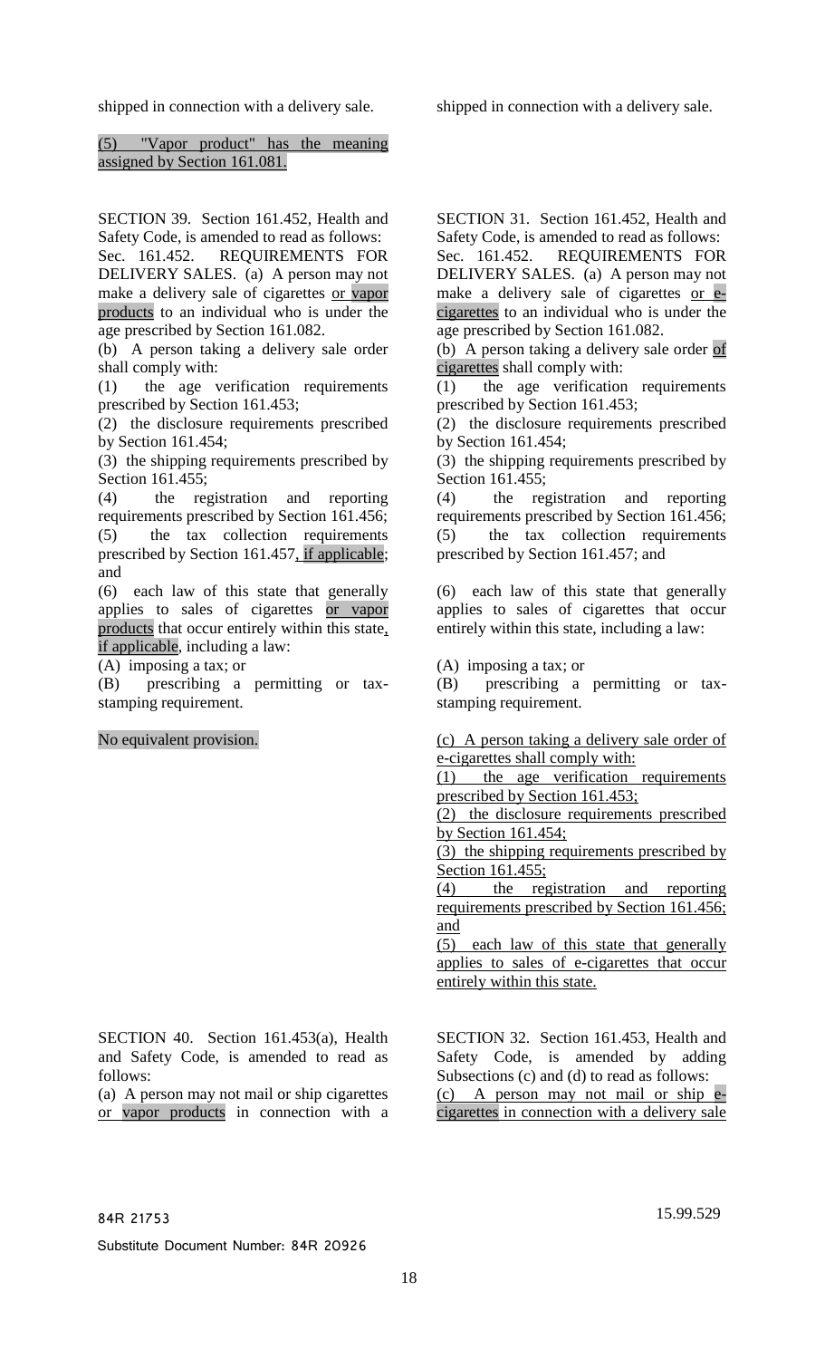| | |
|---|---|
| shipped in connection with a delivery sale. | shipped in connection with a delivery sale. |
| (5) "Vapor product" has the meaning assigned by Section 161.081. | |
| SECTION 39. Section 161.452, Health and Safety Code, is amended to read as follows:<br>Sec. 161.452. REQUIREMENTS FOR DELIVERY SALES. (a) A person may not make a delivery sale of cigarettes or vapor products to an individual who is under the age prescribed by Section 161.082.<br>(b) A person taking a delivery sale order shall comply with:<br>(1) the age verification requirements prescribed by Section 161.453;<br>(2) the disclosure requirements prescribed by Section 161.454;<br>(3) the shipping requirements prescribed by Section 161.455;<br>(4) the registration and reporting requirements prescribed by Section 161.456;<br>(5) the tax collection requirements prescribed by Section 161.457, if applicable; and<br>(6) each law of this state that generally applies to sales of cigarettes or vapor products that occur entirely within this state, if applicable, including a law:<br>(A) imposing a tax; or<br>(B) prescribing a permitting or tax-stamping requirement. | SECTION 31. Section 161.452, Health and Safety Code, is amended to read as follows:<br>Sec. 161.452. REQUIREMENTS FOR DELIVERY SALES. (a) A person may not make a delivery sale of cigarettes or e-cigarettes to an individual who is under the age prescribed by Section 161.082.<br>(b) A person taking a delivery sale order of cigarettes shall comply with:<br>(1) the age verification requirements prescribed by Section 161.453;<br>(2) the disclosure requirements prescribed by Section 161.454;<br>(3) the shipping requirements prescribed by Section 161.455;<br>(4) the registration and reporting requirements prescribed by Section 161.456;<br>(5) the tax collection requirements prescribed by Section 161.457; and<br>(6) each law of this state that generally applies to sales of cigarettes that occur entirely within this state, including a law:<br>(A) imposing a tax; or<br>(B) prescribing a permitting or tax-stamping requirement. |
| No equivalent provision. | (c) A person taking a delivery sale order of e-cigarettes shall comply with:<br>(1) the age verification requirements prescribed by Section 161.453;<br>(2) the disclosure requirements prescribed by Section 161.454;<br>(3) the shipping requirements prescribed by Section 161.455;<br>(4) the registration and reporting requirements prescribed by Section 161.456; and<br>(5) each law of this state that generally applies to sales of e-cigarettes that occur entirely within this state. |
| SECTION 40. Section 161.453(a), Health and Safety Code, is amended to read as follows:<br>(a) A person may not mail or ship cigarettes or vapor products in connection with a | SECTION 32. Section 161.453, Health and Safety Code, is amended by adding Subsections (c) and (d) to read as follows:<br>(c) A person may not mail or ship e-cigarettes in connection with a delivery sale |

84R 21753

15.99.529

Substitute Document Number: 84R 20926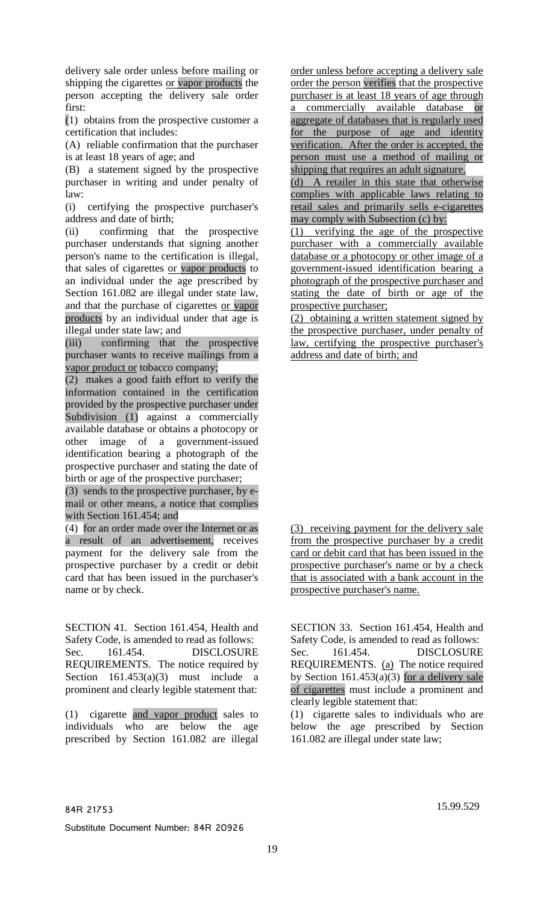delivery sale order unless before mailing or shipping the cigarettes or vapor products the person accepting the delivery sale order first:

(1) obtains from the prospective customer a certification that includes:

(A) reliable confirmation that the purchaser is at least 18 years of age; and

(B) a statement signed by the prospective purchaser in writing and under penalty of law:

(i) certifying the prospective purchaser's address and date of birth;

(ii) confirming that the prospective purchaser understands that signing another person's name to the certification is illegal, that sales of cigarettes or vapor products to an individual under the age prescribed by Section 161.082 are illegal under state law, and that the purchase of cigarettes or vapor products by an individual under that age is illegal under state law; and

(iii) confirming that the prospective purchaser wants to receive mailings from a vapor product or tobacco company;

(2) makes a good faith effort to verify the information contained in the certification provided by the prospective purchaser under Subdivision (1) against a commercially available database or obtains a photocopy or other image of a government-issued identification bearing a photograph of the prospective purchaser and stating the date of birth or age of the prospective purchaser;

(3) sends to the prospective purchaser, by e-mail or other means, a notice that complies with Section 161.454; and

(4) for an order made over the Internet or as a result of an advertisement, receives payment for the delivery sale from the prospective purchaser by a credit or debit card that has been issued in the purchaser's name or by check.

SECTION 41. Section 161.454, Health and Safety Code, is amended to read as follows:

Sec. 161.454. DISCLOSURE REQUIREMENTS. The notice required by Section 161.453(a)(3) must include a prominent and clearly legible statement that:

(1) cigarette and vapor product sales to individuals who are below the age prescribed by Section 161.082 are illegal

order unless before accepting a delivery sale order the person verifies that the prospective purchaser is at least 18 years of age through a commercially available database or aggregate of databases that is regularly used for the purpose of age and identity verification. After the order is accepted, the person must use a method of mailing or shipping that requires an adult signature.

(d) A retailer in this state that otherwise complies with applicable laws relating to retail sales and primarily sells e-cigarettes may comply with Subsection (c) by:

(1) verifying the age of the prospective purchaser with a commercially available database or a photocopy or other image of a government-issued identification bearing a photograph of the prospective purchaser and stating the date of birth or age of the prospective purchaser;

(2) obtaining a written statement signed by the prospective purchaser, under penalty of law, certifying the prospective purchaser's address and date of birth; and

(3) receiving payment for the delivery sale from the prospective purchaser by a credit card or debit card that has been issued in the prospective purchaser's name or by a check that is associated with a bank account in the prospective purchaser's name.

SECTION 33. Section 161.454, Health and Safety Code, is amended to read as follows:

Sec. 161.454. DISCLOSURE REQUIREMENTS. (a) The notice required by Section 161.453(a)(3) for a delivery sale of cigarettes must include a prominent and clearly legible statement that:

(1) cigarette sales to individuals who are below the age prescribed by Section 161.082 are illegal under state law;

84R 21753

15.99.529

Substitute Document Number: 84R 20926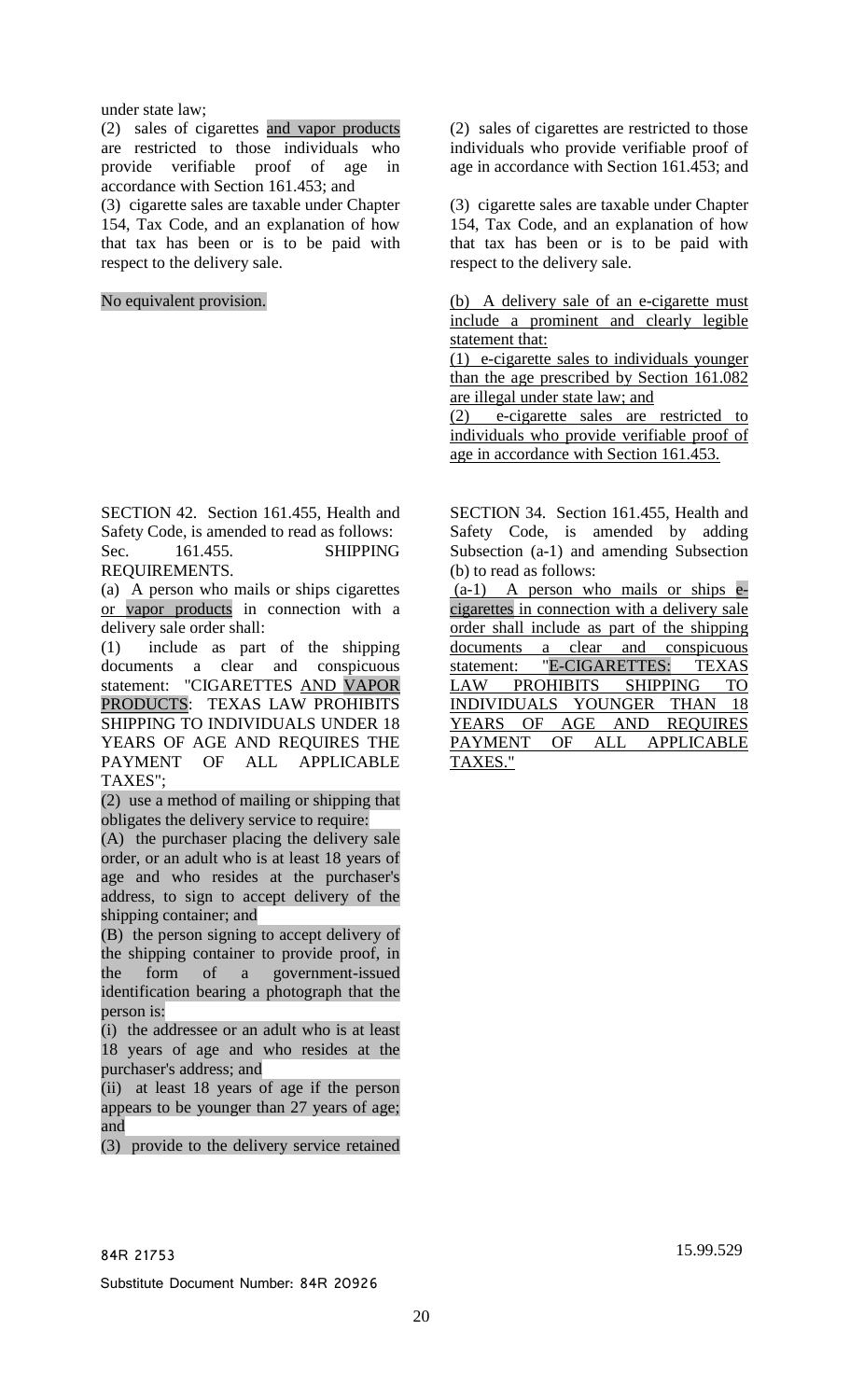| | |
|---|---|
| under state law;<br>(2) sales of cigarettes and vapor products are restricted to those individuals who provide verifiable proof of age in accordance with Section 161.453; and<br>(3) cigarette sales are taxable under Chapter 154, Tax Code, and an explanation of how that tax has been or is to be paid with respect to the delivery sale. | (2) sales of cigarettes are restricted to those individuals who provide verifiable proof of age in accordance with Section 161.453; and<br>(3) cigarette sales are taxable under Chapter 154, Tax Code, and an explanation of how that tax has been or is to be paid with respect to the delivery sale. |
| No equivalent provision. | (b) A delivery sale of an e-cigarette must include a prominent and clearly legible statement that:<br>(1) e-cigarette sales to individuals younger than the age prescribed by Section 161.082 are illegal under state law; and<br>(2) e-cigarette sales are restricted to individuals who provide verifiable proof of age in accordance with Section 161.453. |
| SECTION 42. Section 161.455, Health and Safety Code, is amended to read as follows:<br>Sec. 161.455. SHIPPING REQUIREMENTS.<br>(a) A person who mails or ships cigarettes or vapor products in connection with a delivery sale order shall:<br>(1) include as part of the shipping documents a clear and conspicuous statement: "CIGARETTES AND VAPOR PRODUCTS: TEXAS LAW PROHIBITS SHIPPING TO INDIVIDUALS UNDER 18 YEARS OF AGE AND REQUIRES THE PAYMENT OF ALL APPLICABLE TAXES";<br>(2) use a method of mailing or shipping that obligates the delivery service to require:<br>(A) the purchaser placing the delivery sale order, or an adult who is at least 18 years of age and who resides at the purchaser's address, to sign to accept delivery of the shipping container; and<br>(B) the person signing to accept delivery of the shipping container to provide proof, in the form of a government-issued identification bearing a photograph that the person is:<br>(i) the addressee or an adult who is at least 18 years of age and who resides at the purchaser's address; and<br>(ii) at least 18 years of age if the person appears to be younger than 27 years of age; and<br>(3) provide to the delivery service retained | SECTION 34. Section 161.455, Health and Safety Code, is amended by adding Subsection (a-1) and amending Subsection (b) to read as follows:<br>(a-1) A person who mails or ships e-cigarettes in connection with a delivery sale order shall include as part of the shipping documents a clear and conspicuous statement: "E-CIGARETTES: TEXAS LAW PROHIBITS SHIPPING TO INDIVIDUALS YOUNGER THAN 18 YEARS OF AGE AND REQUIRES PAYMENT OF ALL APPLICABLE TAXES." |

84R 21753 15.99.529

Substitute Document Number: 84R 20926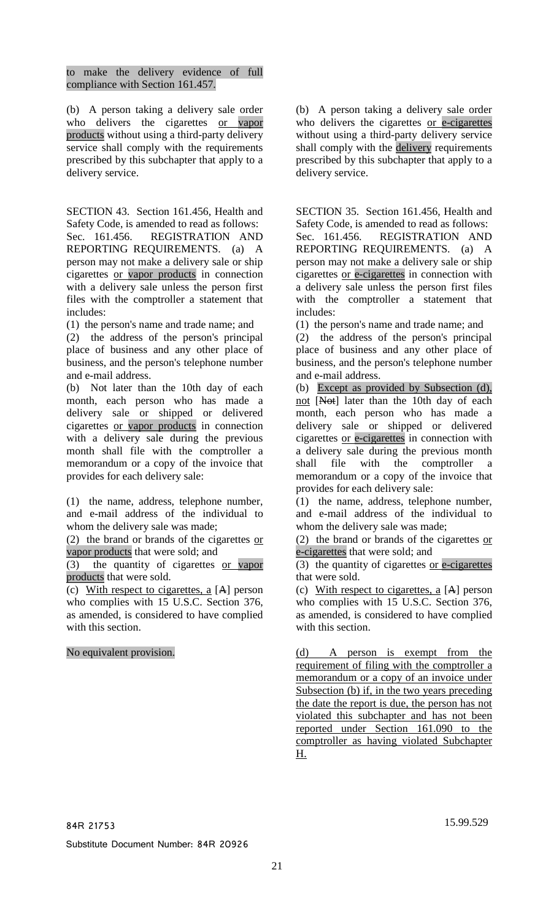| | |
|---|---|
| to make the delivery evidence of full compliance with Section 161.457. | |
| (b) A person taking a delivery sale order who delivers the cigarettes <u>or vapor products</u> without using a third-party delivery service shall comply with the requirements prescribed by this subchapter that apply to a delivery service. | (b) A person taking a delivery sale order who delivers the cigarettes <u>or e-cigarettes</u> without using a third-party delivery service shall comply with the <u>delivery</u> requirements prescribed by this subchapter that apply to a delivery service. |
| SECTION 43. Section 161.456, Health and Safety Code, is amended to read as follows:<br>Sec. 161.456. REGISTRATION AND REPORTING REQUIREMENTS. (a) A person may not make a delivery sale or ship cigarettes <u>or vapor products</u> in connection with a delivery sale unless the person first files with the comptroller a statement that includes:<br>(1) the person's name and trade name; and<br>(2) the address of the person's principal place of business and any other place of business, and the person's telephone number and e-mail address.<br>(b) Not later than the 10th day of each month, each person who has made a delivery sale or shipped or delivered cigarettes <u>or vapor products</u> in connection with a delivery sale during the previous month shall file with the comptroller a memorandum or a copy of the invoice that provides for each delivery sale:<br>(1) the name, address, telephone number, and e-mail address of the individual to whom the delivery sale was made;<br>(2) the brand or brands of the cigarettes <u>or vapor products</u> that were sold; and<br>(3) the quantity of cigarettes <u>or vapor products</u> that were sold.<br>(c) <u>With respect to cigarettes, a</u> [~~A~~] person who complies with 15 U.S.C. Section 376, as amended, is considered to have complied with this section. | SECTION 35. Section 161.456, Health and Safety Code, is amended to read as follows:<br>Sec. 161.456. REGISTRATION AND REPORTING REQUIREMENTS. (a) A person may not make a delivery sale or ship cigarettes <u>or e-cigarettes</u> in connection with a delivery sale unless the person first files with the comptroller a statement that includes:<br>(1) the person's name and trade name; and<br>(2) the address of the person's principal place of business and any other place of business, and the person's telephone number and e-mail address.<br>(b) <u>Except as provided by Subsection (d), not</u> [~~Not~~] later than the 10th day of each month, each person who has made a delivery sale or shipped or delivered cigarettes <u>or e-cigarettes</u> in connection with a delivery sale during the previous month shall file with the comptroller a memorandum or a copy of the invoice that provides for each delivery sale:<br>(1) the name, address, telephone number, and e-mail address of the individual to whom the delivery sale was made;<br>(2) the brand or brands of the cigarettes <u>or e-cigarettes</u> that were sold; and<br>(3) the quantity of cigarettes <u>or e-cigarettes</u> that were sold.<br>(c) <u>With respect to cigarettes, a</u> [~~A~~] person who complies with 15 U.S.C. Section 376, as amended, is considered to have complied with this section. |
| No equivalent provision. | <u>(d) A person is exempt from the requirement of filing with the comptroller a memorandum or a copy of an invoice under Subsection (b) if, in the two years preceding the date the report is due, the person has not violated this subchapter and has not been reported under Section 161.090 to the comptroller as having violated Subchapter H.</u> |

84R 21753

Substitute Document Number: 84R 20926

15.99.529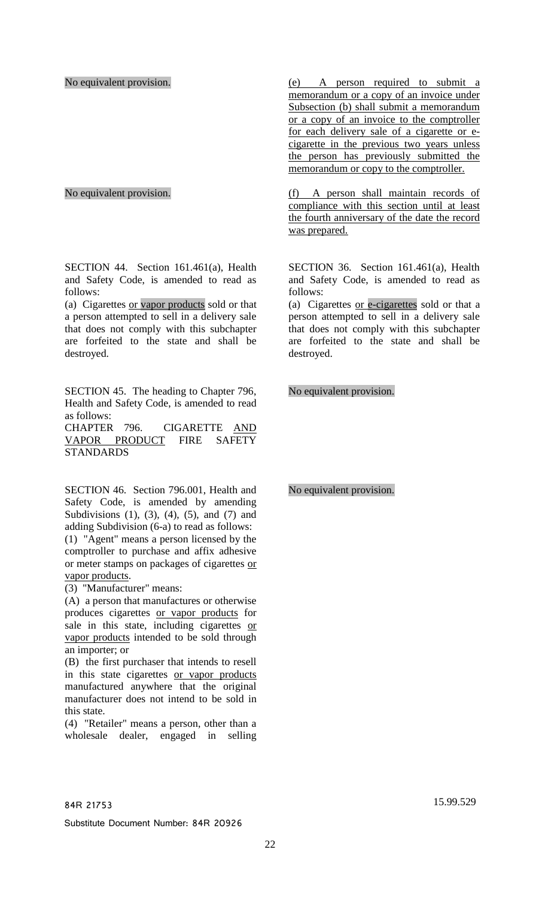| | |
|---|---|
| No equivalent provision. | (e) A person required to submit a memorandum or a copy of an invoice under Subsection (b) shall submit a memorandum or a copy of an invoice to the comptroller for each delivery sale of a cigarette or e-cigarette in the previous two years unless the person has previously submitted the memorandum or copy to the comptroller. |
| No equivalent provision. | (f) A person shall maintain records of compliance with this section until at least the fourth anniversary of the date the record was prepared. |
| SECTION 44. Section 161.461(a), Health and Safety Code, is amended to read as follows:<br>(a) Cigarettes or vapor products sold or that a person attempted to sell in a delivery sale that does not comply with this subchapter are forfeited to the state and shall be destroyed. | SECTION 36. Section 161.461(a), Health and Safety Code, is amended to read as follows:<br>(a) Cigarettes or e-cigarettes sold or that a person attempted to sell in a delivery sale that does not comply with this subchapter are forfeited to the state and shall be destroyed. |
| SECTION 45. The heading to Chapter 796, Health and Safety Code, is amended to read as follows:<br>CHAPTER 796. CIGARETTE AND VAPOR PRODUCT FIRE SAFETY STANDARDS | No equivalent provision. |
| SECTION 46. Section 796.001, Health and Safety Code, is amended by amending Subdivisions (1), (3), (4), (5), and (7) and adding Subdivision (6-a) to read as follows:<br>(1) "Agent" means a person licensed by the comptroller to purchase and affix adhesive or meter stamps on packages of cigarettes or vapor products.<br>(3) "Manufacturer" means:<br>(A) a person that manufactures or otherwise produces cigarettes or vapor products for sale in this state, including cigarettes or vapor products intended to be sold through an importer; or<br>(B) the first purchaser that intends to resell in this state cigarettes or vapor products manufactured anywhere that the original manufacturer does not intend to be sold in this state.<br>(4) "Retailer" means a person, other than a wholesale dealer, engaged in selling | No equivalent provision. |

84R 21753 15.99.529

Substitute Document Number: 84R 20926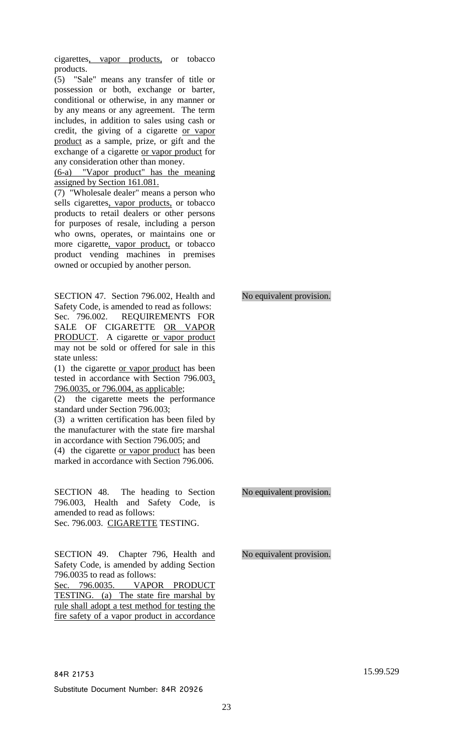| | |
|---|---|
| cigarettes, vapor products, or tobacco products.<br>(5) "Sale" means any transfer of title or possession or both, exchange or barter, conditional or otherwise, in any manner or by any means or any agreement. The term includes, in addition to sales using cash or credit, the giving of a cigarette or vapor product as a sample, prize, or gift and the exchange of a cigarette or vapor product for any consideration other than money.<br>(6-a) "Vapor product" has the meaning assigned by Section 161.081.<br>(7) "Wholesale dealer" means a person who sells cigarettes, vapor products, or tobacco products to retail dealers or other persons for purposes of resale, including a person who owns, operates, or maintains one or more cigarette, vapor product, or tobacco product vending machines in premises owned or occupied by another person. | |
| SECTION 47. Section 796.002, Health and Safety Code, is amended to read as follows:<br>Sec. 796.002. REQUIREMENTS FOR SALE OF CIGARETTE OR VAPOR PRODUCT. A cigarette or vapor product may not be sold or offered for sale in this state unless:<br>(1) the cigarette or vapor product has been tested in accordance with Section 796.003, 796.0035, or 796.004, as applicable;<br>(2) the cigarette meets the performance standard under Section 796.003;<br>(3) a written certification has been filed by the manufacturer with the state fire marshal in accordance with Section 796.005; and<br>(4) the cigarette or vapor product has been marked in accordance with Section 796.006. | No equivalent provision. |
| SECTION 48. The heading to Section 796.003, Health and Safety Code, is amended to read as follows:<br>Sec. 796.003. CIGARETTE TESTING. | No equivalent provision. |
| SECTION 49. Chapter 796, Health and Safety Code, is amended by adding Section 796.0035 to read as follows:<br>Sec. 796.0035. VAPOR PRODUCT TESTING. (a) The state fire marshal by rule shall adopt a test method for testing the fire safety of a vapor product in accordance | No equivalent provision. |

84R 21753

Substitute Document Number: 84R 20926

15.99.529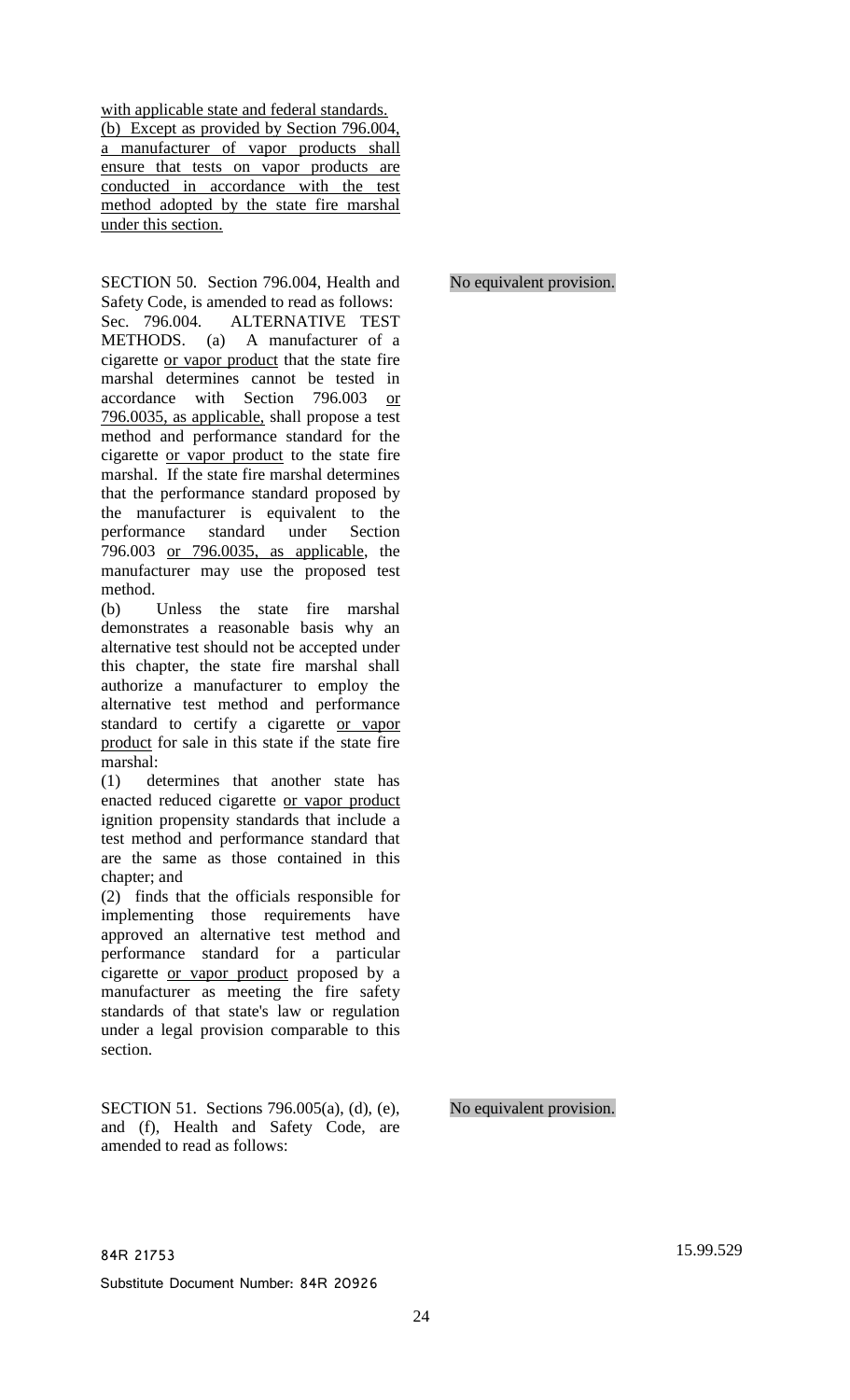with applicable state and federal standards.

(b) Except as provided by Section 796.004, a manufacturer of vapor products shall ensure that tests on vapor products are conducted in accordance with the test method adopted by the state fire marshal under this section.

| | |
|---|---|
| SECTION 50. Section 796.004, Health and Safety Code, is amended to read as follows:<br>Sec. 796.004. ALTERNATIVE TEST METHODS. (a) A manufacturer of a cigarette or vapor product that the state fire marshal determines cannot be tested in accordance with Section 796.003 or 796.0035, as applicable, shall propose a test method and performance standard for the cigarette or vapor product to the state fire marshal. If the state fire marshal determines that the performance standard proposed by the manufacturer is equivalent to the performance standard under Section 796.003 or 796.0035, as applicable, the manufacturer may use the proposed test method.<br>(b) Unless the state fire marshal demonstrates a reasonable basis why an alternative test should not be accepted under this chapter, the state fire marshal shall authorize a manufacturer to employ the alternative test method and performance standard to certify a cigarette or vapor product for sale in this state if the state fire marshal:<br>(1) determines that another state has enacted reduced cigarette or vapor product ignition propensity standards that include a test method and performance standard that are the same as those contained in this chapter; and<br>(2) finds that the officials responsible for implementing those requirements have approved an alternative test method and performance standard for a particular cigarette or vapor product proposed by a manufacturer as meeting the fire safety standards of that state's law or regulation under a legal provision comparable to this section. | No equivalent provision. |
| SECTION 51. Sections 796.005(a), (d), (e), and (f), Health and Safety Code, are amended to read as follows: | No equivalent provision. |

84R 21753

Substitute Document Number: 84R 20926

15.99.529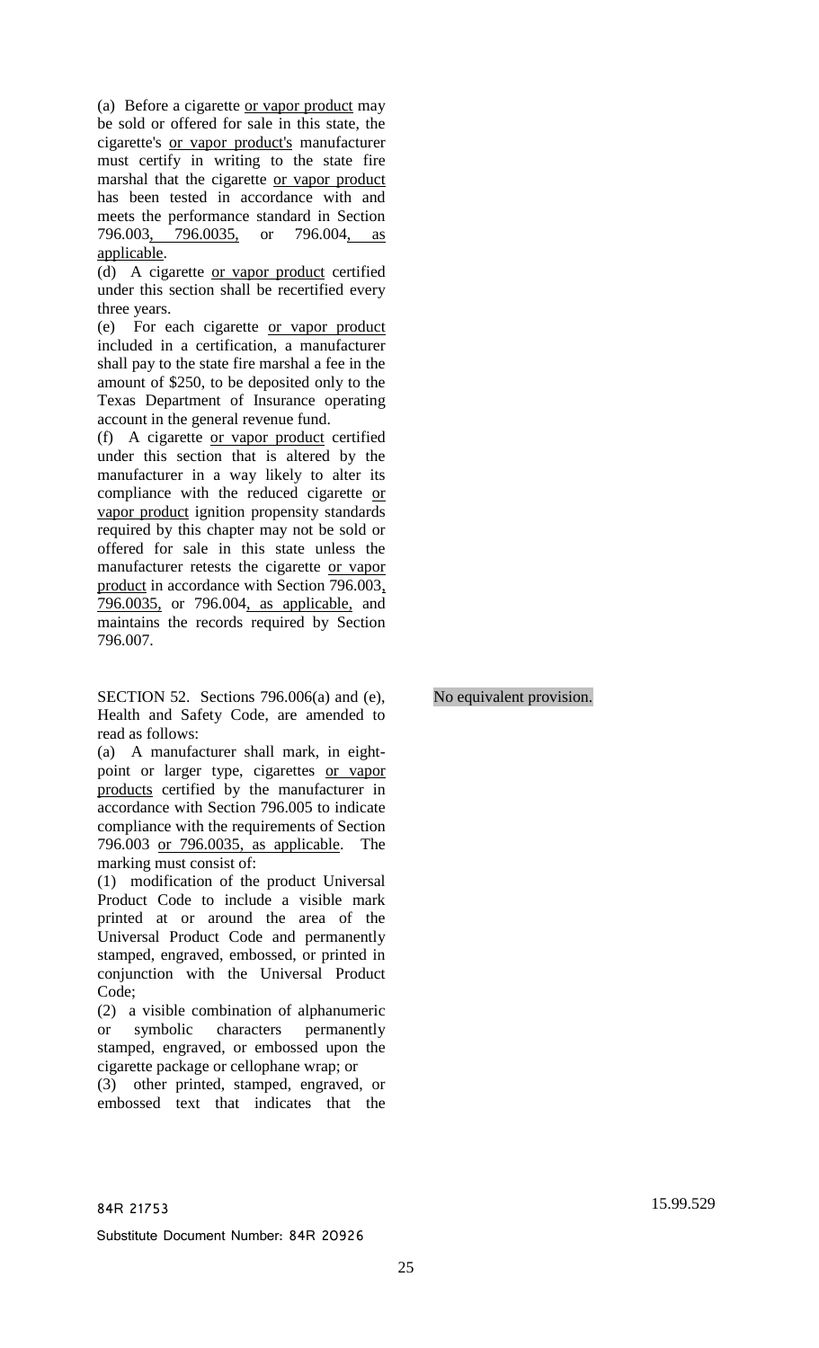(a) Before a cigarette <u>or vapor product</u> may be sold or offered for sale in this state, the cigarette's <u>or vapor product's</u> manufacturer must certify in writing to the state fire marshal that the cigarette <u>or vapor product</u> has been tested in accordance with and meets the performance standard in Section 796.003<u>, 796.0035,</u> or 796.004<u>, as applicable</u>.

(d) A cigarette <u>or vapor product</u> certified under this section shall be recertified every three years.

(e) For each cigarette <u>or vapor product</u> included in a certification, a manufacturer shall pay to the state fire marshal a fee in the amount of $250, to be deposited only to the Texas Department of Insurance operating account in the general revenue fund.

(f) A cigarette <u>or vapor product</u> certified under this section that is altered by the manufacturer in a way likely to alter its compliance with the reduced cigarette <u>or vapor product</u> ignition propensity standards required by this chapter may not be sold or offered for sale in this state unless the manufacturer retests the cigarette <u>or vapor product</u> in accordance with Section 796.003<u>, 796.0035,</u> or 796.004<u>, as applicable,</u> and maintains the records required by Section 796.007.

SECTION 52. Sections 796.006(a) and (e), Health and Safety Code, are amended to read as follows:

(a) A manufacturer shall mark, in eight-point or larger type, cigarettes <u>or vapor products</u> certified by the manufacturer in accordance with Section 796.005 to indicate compliance with the requirements of Section 796.003 <u>or 796.0035, as applicable</u>. The marking must consist of:

(1) modification of the product Universal Product Code to include a visible mark printed at or around the area of the Universal Product Code and permanently stamped, engraved, embossed, or printed in conjunction with the Universal Product Code;

(2) a visible combination of alphanumeric or symbolic characters permanently stamped, engraved, or embossed upon the cigarette package or cellophane wrap; or

(3) other printed, stamped, engraved, or embossed text that indicates that the

No equivalent provision.

84R 21753

Substitute Document Number: 84R 20926

15.99.529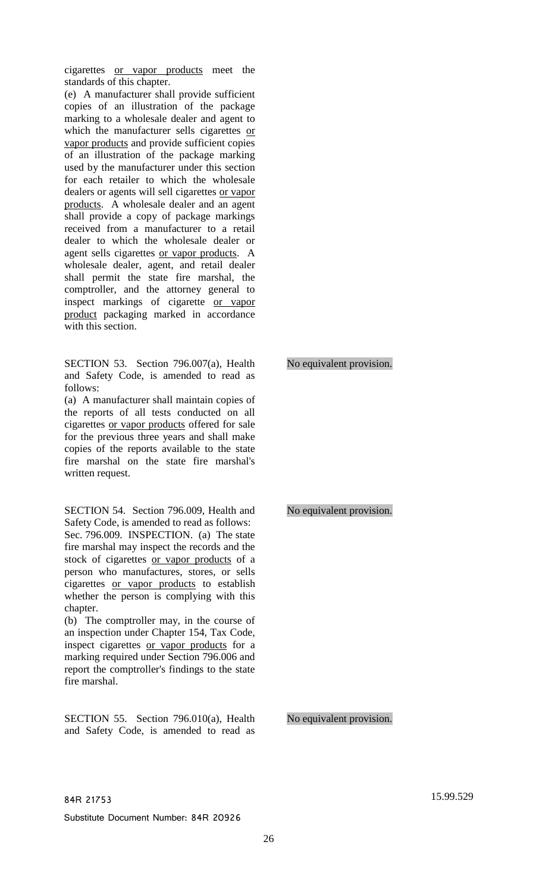cigarettes or vapor products meet the standards of this chapter.

(e) A manufacturer shall provide sufficient copies of an illustration of the package marking to a wholesale dealer and agent to which the manufacturer sells cigarettes or vapor products and provide sufficient copies of an illustration of the package marking used by the manufacturer under this section for each retailer to which the wholesale dealers or agents will sell cigarettes or vapor products. A wholesale dealer and an agent shall provide a copy of package markings received from a manufacturer to a retail dealer to which the wholesale dealer or agent sells cigarettes or vapor products. A wholesale dealer, agent, and retail dealer shall permit the state fire marshal, the comptroller, and the attorney general to inspect markings of cigarette or vapor product packaging marked in accordance with this section.

| | |
|---|---|
| SECTION 53. Section 796.007(a), Health and Safety Code, is amended to read as follows:<br>(a) A manufacturer shall maintain copies of the reports of all tests conducted on all cigarettes or vapor products offered for sale for the previous three years and shall make copies of the reports available to the state fire marshal on the state fire marshal's written request. | No equivalent provision. |
| SECTION 54. Section 796.009, Health and Safety Code, is amended to read as follows:<br>Sec. 796.009. INSPECTION. (a) The state fire marshal may inspect the records and the stock of cigarettes or vapor products of a person who manufactures, stores, or sells cigarettes or vapor products to establish whether the person is complying with this chapter.<br>(b) The comptroller may, in the course of an inspection under Chapter 154, Tax Code, inspect cigarettes or vapor products for a marking required under Section 796.006 and report the comptroller's findings to the state fire marshal. | No equivalent provision. |
| SECTION 55. Section 796.010(a), Health and Safety Code, is amended to read as | No equivalent provision. |

84R 21753

Substitute Document Number: 84R 20926

15.99.529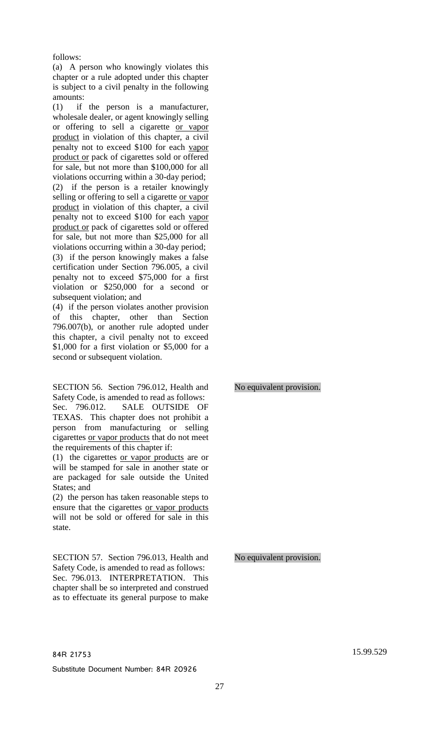follows:

(a) A person who knowingly violates this chapter or a rule adopted under this chapter is subject to a civil penalty in the following amounts:

(1) if the person is a manufacturer, wholesale dealer, or agent knowingly selling or offering to sell a cigarette <u>or vapor product</u> in violation of this chapter, a civil penalty not to exceed $100 for each <u>vapor product or</u> pack of cigarettes sold or offered for sale, but not more than $100,000 for all violations occurring within a 30-day period;

(2) if the person is a retailer knowingly selling or offering to sell a cigarette <u>or vapor product</u> in violation of this chapter, a civil penalty not to exceed $100 for each <u>vapor product or</u> pack of cigarettes sold or offered for sale, but not more than $25,000 for all violations occurring within a 30-day period;

(3) if the person knowingly makes a false certification under Section 796.005, a civil penalty not to exceed $75,000 for a first violation or $250,000 for a second or subsequent violation; and

(4) if the person violates another provision of this chapter, other than Section 796.007(b), or another rule adopted under this chapter, a civil penalty not to exceed $1,000 for a first violation or $5,000 for a second or subsequent violation.

| | |
|---|---|
| SECTION 56. Section 796.012, Health and Safety Code, is amended to read as follows:<br>Sec. 796.012. SALE OUTSIDE OF TEXAS. This chapter does not prohibit a person from manufacturing or selling cigarettes <u>or vapor products</u> that do not meet the requirements of this chapter if:<br>(1) the cigarettes <u>or vapor products</u> are or will be stamped for sale in another state or are packaged for sale outside the United States; and<br>(2) the person has taken reasonable steps to ensure that the cigarettes <u>or vapor products</u> will not be sold or offered for sale in this state. | No equivalent provision. |
| SECTION 57. Section 796.013, Health and Safety Code, is amended to read as follows:<br>Sec. 796.013. INTERPRETATION. This chapter shall be so interpreted and construed as to effectuate its general purpose to make | No equivalent provision. |

84R 21753

Substitute Document Number: 84R 20926

15.99.529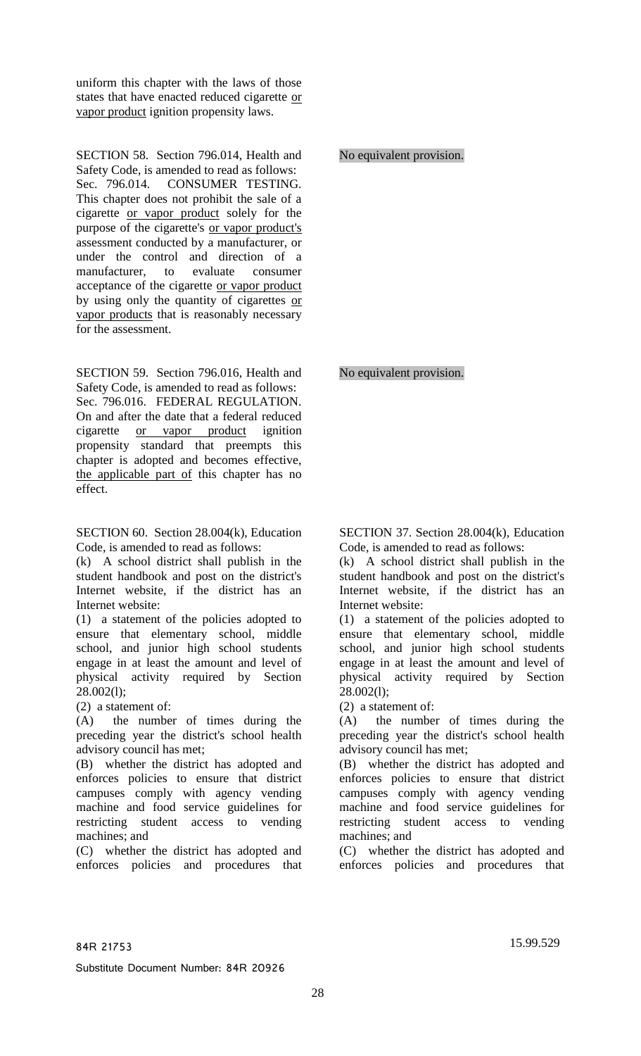| | |
|---|---|
| uniform this chapter with the laws of those states that have enacted reduced cigarette <u>or vapor product</u> ignition propensity laws. | |
| SECTION 58. Section 796.014, Health and Safety Code, is amended to read as follows: Sec. 796.014. CONSUMER TESTING. This chapter does not prohibit the sale of a cigarette <u>or vapor product</u> solely for the purpose of the cigarette's <u>or vapor product's</u> assessment conducted by a manufacturer, or under the control and direction of a manufacturer, to evaluate consumer acceptance of the cigarette <u>or vapor product</u> by using only the quantity of cigarettes <u>or vapor products</u> that is reasonably necessary for the assessment. | No equivalent provision. |
| SECTION 59. Section 796.016, Health and Safety Code, is amended to read as follows: Sec. 796.016. FEDERAL REGULATION. On and after the date that a federal reduced cigarette <u>or vapor product</u> ignition propensity standard that preempts this chapter is adopted and becomes effective, <u>the applicable part of</u> this chapter has no effect. | No equivalent provision. |
| SECTION 60. Section 28.004(k), Education Code, is amended to read as follows:<br>(k) A school district shall publish in the student handbook and post on the district's Internet website, if the district has an Internet website:<br>(1) a statement of the policies adopted to ensure that elementary school, middle school, and junior high school students engage in at least the amount and level of physical activity required by Section 28.002(l);<br>(2) a statement of:<br>(A) the number of times during the preceding year the district's school health advisory council has met;<br>(B) whether the district has adopted and enforces policies to ensure that district campuses comply with agency vending machine and food service guidelines for restricting student access to vending machines; and<br>(C) whether the district has adopted and enforces policies and procedures that | SECTION 37. Section 28.004(k), Education Code, is amended to read as follows:<br>(k) A school district shall publish in the student handbook and post on the district's Internet website, if the district has an Internet website:<br>(1) a statement of the policies adopted to ensure that elementary school, middle school, and junior high school students engage in at least the amount and level of physical activity required by Section 28.002(l);<br>(2) a statement of:<br>(A) the number of times during the preceding year the district's school health advisory council has met;<br>(B) whether the district has adopted and enforces policies to ensure that district campuses comply with agency vending machine and food service guidelines for restricting student access to vending machines; and<br>(C) whether the district has adopted and enforces policies and procedures that |

84R 21753

Substitute Document Number: 84R 20926

15.99.529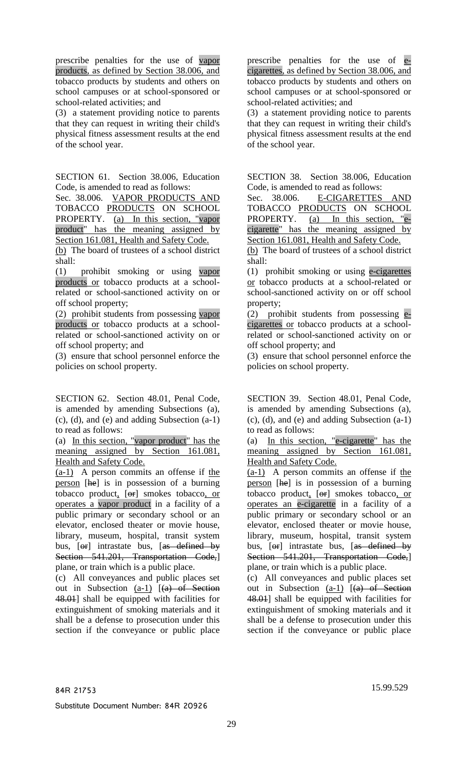prescribe penalties for the use of vapor products, as defined by Section 38.006, and tobacco products by students and others on school campuses or at school-sponsored or school-related activities; and

(3) a statement providing notice to parents that they can request in writing their child's physical fitness assessment results at the end of the school year.

SECTION 61. Section 38.006, Education Code, is amended to read as follows:

Sec. 38.006. VAPOR PRODUCTS AND TOBACCO PRODUCTS ON SCHOOL PROPERTY. (a) In this section, "vapor product" has the meaning assigned by Section 161.081, Health and Safety Code.

(b) The board of trustees of a school district shall:

(1) prohibit smoking or using vapor products or tobacco products at a school-related or school-sanctioned activity on or off school property;

(2) prohibit students from possessing vapor products or tobacco products at a school-related or school-sanctioned activity on or off school property; and

(3) ensure that school personnel enforce the policies on school property.

SECTION 62. Section 48.01, Penal Code, is amended by amending Subsections (a), (c), (d), and (e) and adding Subsection (a-1) to read as follows:

(a) In this section, "vapor product" has the meaning assigned by Section 161.081, Health and Safety Code.

(a-1) A person commits an offense if the person [he] is in possession of a burning tobacco product, [or] smokes tobacco, or operates a vapor product in a facility of a public primary or secondary school or an elevator, enclosed theater or movie house, library, museum, hospital, transit system bus, [or] intrastate bus, [as defined by Section 541.201, Transportation Code,] plane, or train which is a public place.

(c) All conveyances and public places set out in Subsection (a-1) [(a) of Section 48.01] shall be equipped with facilities for extinguishment of smoking materials and it shall be a defense to prosecution under this section if the conveyance or public place

prescribe penalties for the use of e-cigarettes, as defined by Section 38.006, and tobacco products by students and others on school campuses or at school-sponsored or school-related activities; and

(3) a statement providing notice to parents that they can request in writing their child's physical fitness assessment results at the end of the school year.

SECTION 38. Section 38.006, Education Code, is amended to read as follows:

Sec. 38.006. E-CIGARETTES AND TOBACCO PRODUCTS ON SCHOOL PROPERTY. (a) In this section, "e-cigarette" has the meaning assigned by Section 161.081, Health and Safety Code.

(b) The board of trustees of a school district shall:

(1) prohibit smoking or using e-cigarettes or tobacco products at a school-related or school-sanctioned activity on or off school property;

(2) prohibit students from possessing e-cigarettes or tobacco products at a school-related or school-sanctioned activity on or off school property; and

(3) ensure that school personnel enforce the policies on school property.

SECTION 39. Section 48.01, Penal Code, is amended by amending Subsections (a), (c), (d), and (e) and adding Subsection (a-1) to read as follows:

(a) In this section, "e-cigarette" has the meaning assigned by Section 161.081, Health and Safety Code.

(a-1) A person commits an offense if the person [he] is in possession of a burning tobacco product, [or] smokes tobacco, or operates an e-cigarette in a facility of a public primary or secondary school or an elevator, enclosed theater or movie house, library, museum, hospital, transit system bus, [or] intrastate bus, [as defined by Section 541.201, Transportation Code,] plane, or train which is a public place.

(c) All conveyances and public places set out in Subsection (a-1) [(a) of Section 48.01] shall be equipped with facilities for extinguishment of smoking materials and it shall be a defense to prosecution under this section if the conveyance or public place

84R 21753

15.99.529

Substitute Document Number: 84R 20926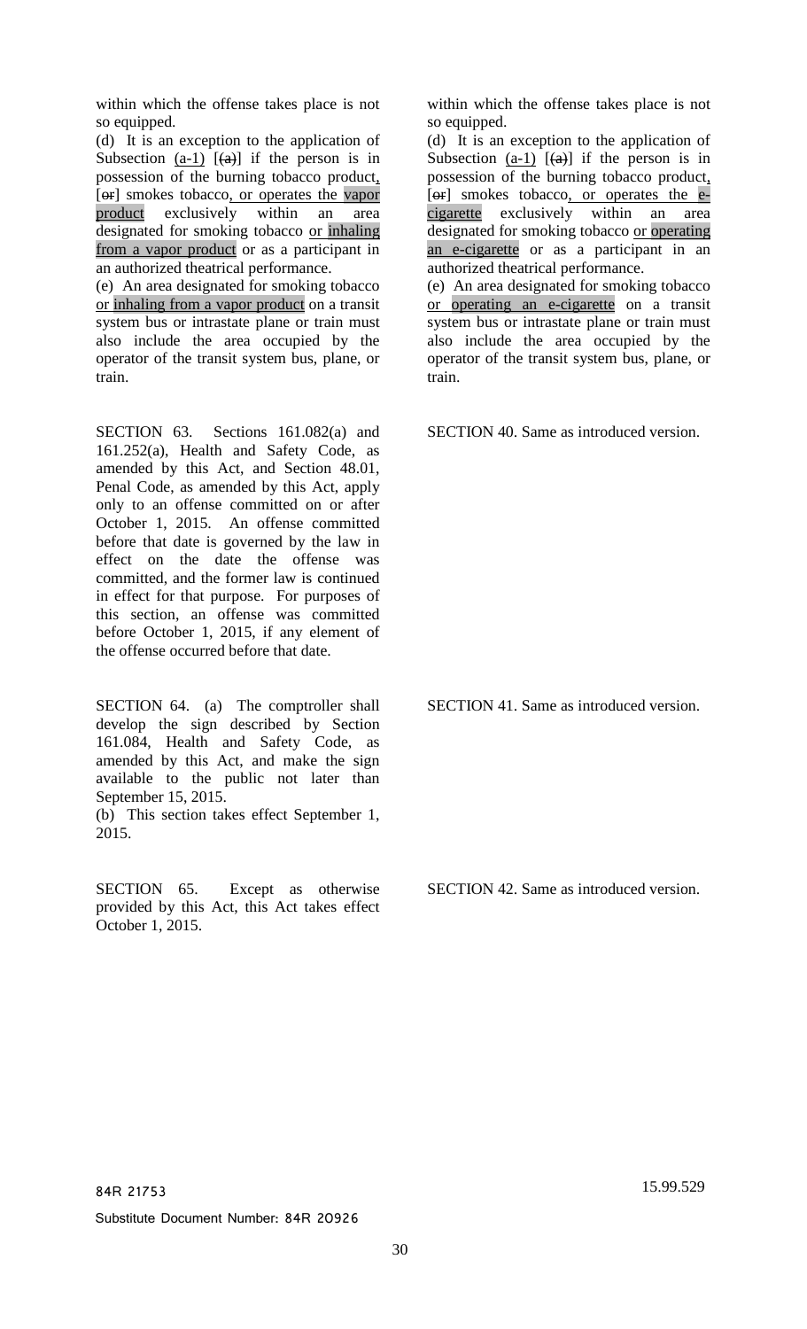| | |
|---|---|
| within which the offense takes place is not so equipped.<br>(d) It is an exception to the application of Subsection (a-1) [(a)] if the person is in possession of the burning tobacco product, [or] smokes tobacco, or operates the vapor product exclusively within an area designated for smoking tobacco or inhaling from a vapor product or as a participant in an authorized theatrical performance.<br>(e) An area designated for smoking tobacco or inhaling from a vapor product on a transit system bus or intrastate plane or train must also include the area occupied by the operator of the transit system bus, plane, or train. | within which the offense takes place is not so equipped.<br>(d) It is an exception to the application of Subsection (a-1) [(a)] if the person is in possession of the burning tobacco product, [or] smokes tobacco, or operates the e-cigarette exclusively within an area designated for smoking tobacco or operating an e-cigarette or as a participant in an authorized theatrical performance.<br>(e) An area designated for smoking tobacco or operating an e-cigarette on a transit system bus or intrastate plane or train must also include the area occupied by the operator of the transit system bus, plane, or train. |
| SECTION 63. Sections 161.082(a) and 161.252(a), Health and Safety Code, as amended by this Act, and Section 48.01, Penal Code, as amended by this Act, apply only to an offense committed on or after October 1, 2015. An offense committed before that date is governed by the law in effect on the date the offense was committed, and the former law is continued in effect for that purpose. For purposes of this section, an offense was committed before October 1, 2015, if any element of the offense occurred before that date. | SECTION 40. Same as introduced version. |
| SECTION 64. (a) The comptroller shall develop the sign described by Section 161.084, Health and Safety Code, as amended by this Act, and make the sign available to the public not later than September 15, 2015.<br>(b) This section takes effect September 1, 2015. | SECTION 41. Same as introduced version. |
| SECTION 65. Except as otherwise provided by this Act, this Act takes effect October 1, 2015. | SECTION 42. Same as introduced version. |

84R 21753

Substitute Document Number: 84R 20926

15.99.529